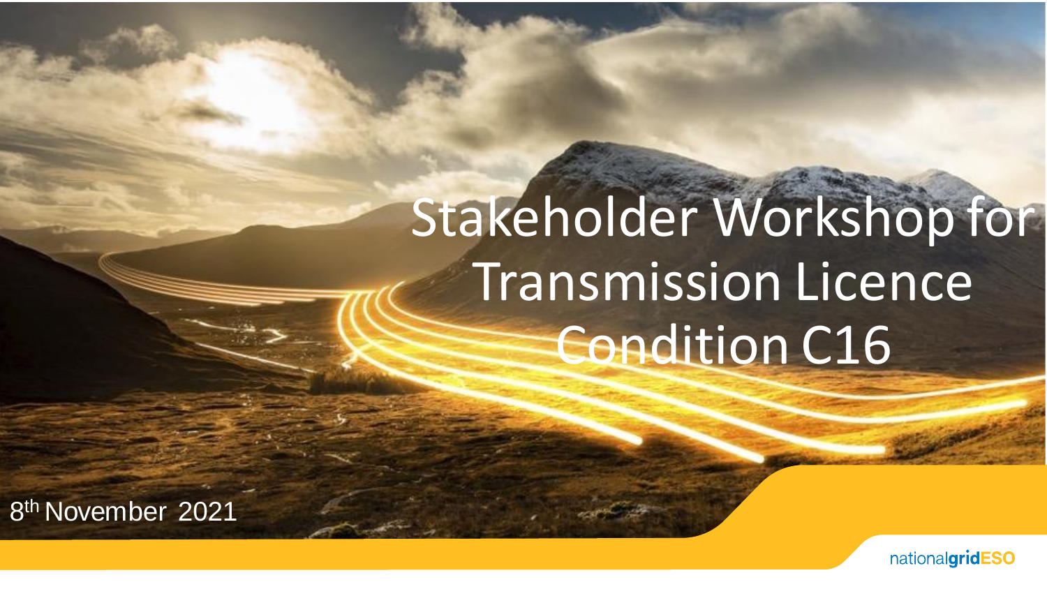# Stakeholder Workshop for Transmission Licence Condition C16

8th November 2021

nationalgridESO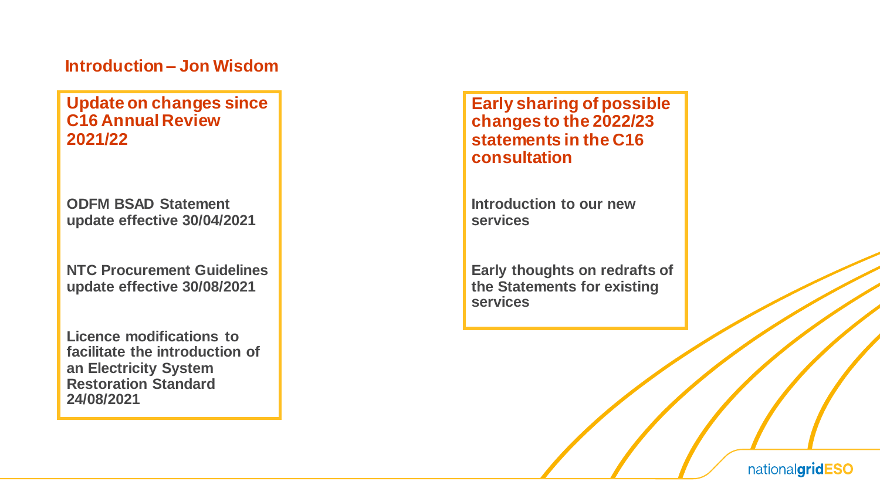## Introduction – Jon Wisdom

### Update on changes since C16 Annual Review 2021/22

**ODFM BSAD Statement update effective 30/04/2021**

**NTC Procurement Guidelines update effective 30/08/2021**

**Licence modifications to facilitate the introduction of an Electricity System Restoration Standard 24/08/2021**

### Early sharing of possible changes to the 2022/23 statements in the C16 consultation

**Introduction to our new services**

**Early thoughts on redrafts of the Statements for existing services**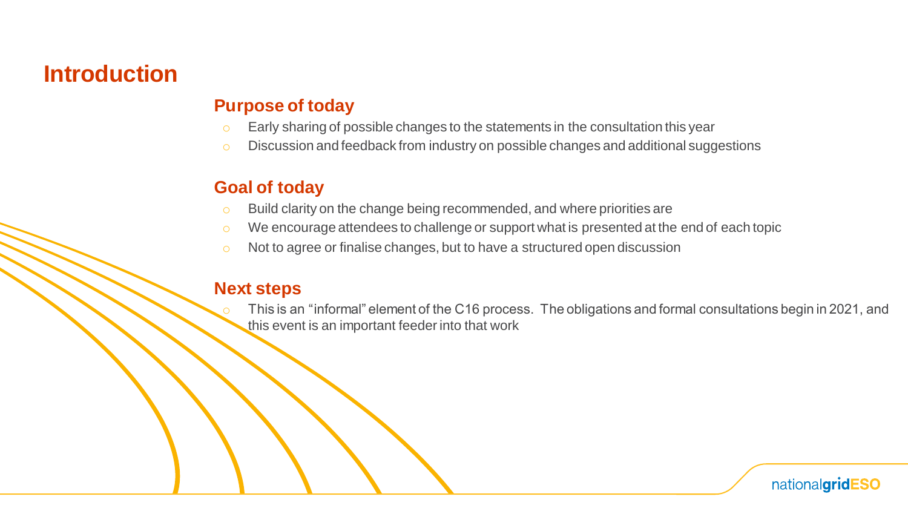# Introduction

## Purpose of today

- Early sharing of possible changes to the statements in the consultation this year
- Discussion and feedback from industry on possible changes and additional suggestions

## Goal of today

- Build clarity on the change being recommended, and where priorities are
- We encourage attendees to challenge or support what is presented at the end of each topic
- Not to agree or finalise changes, but to have a structured open discussion

## Next steps

- This is an "informal" element of the C16 process. The obligations and formal consultations begin in 2021, and this event is an important feeder into that work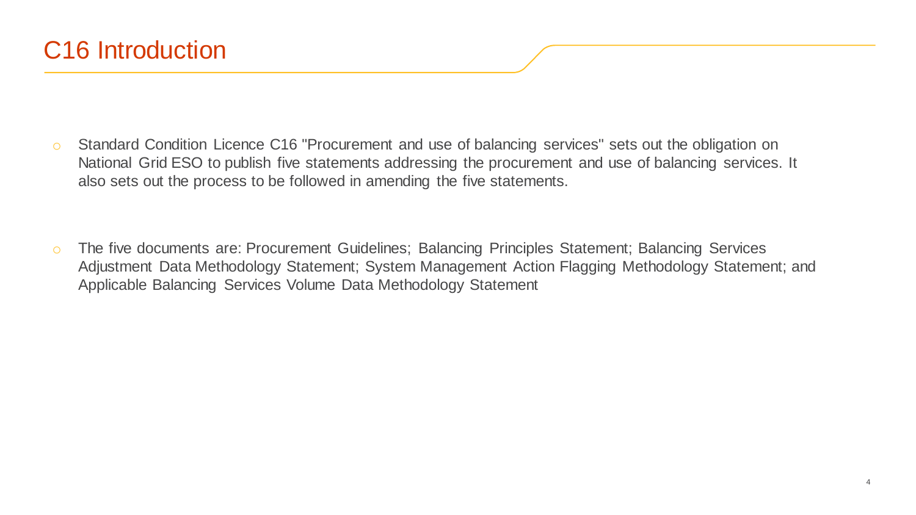# C16 Introduction

- Standard Condition Licence C16 "Procurement and use of balancing services" sets out the obligation on National Grid ESO to publish five statements addressing the procurement and use of balancing services. It also sets out the process to be followed in amending the five statements.

- The five documents are: Procurement Guidelines; Balancing Principles Statement; Balancing Services Adjustment Data Methodology Statement; System Management Action Flagging Methodology Statement; and Applicable Balancing Services Volume Data Methodology Statement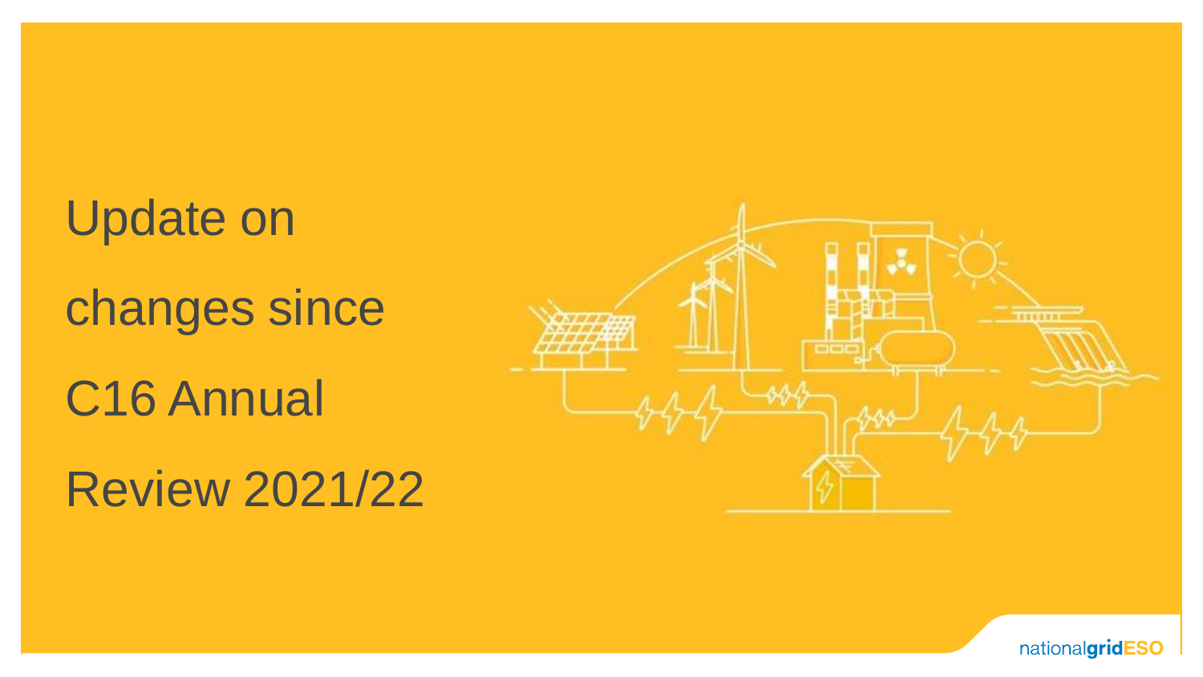# Update on changes since C16 Annual Review 2021/22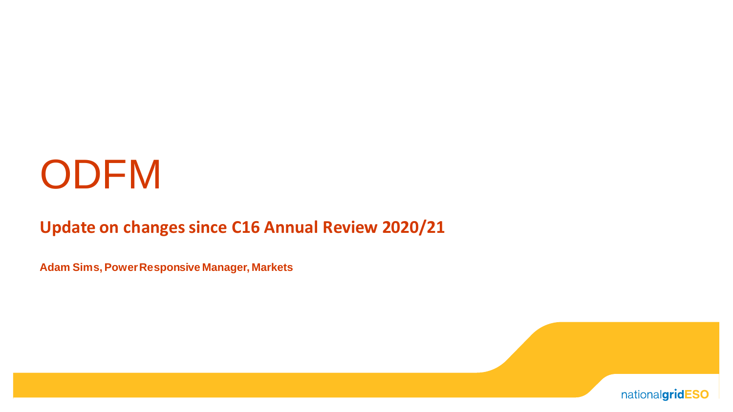# ODFM

## Update on changes since C16 Annual Review 2020/21

**Adam Sims, Power Responsive Manager, Markets**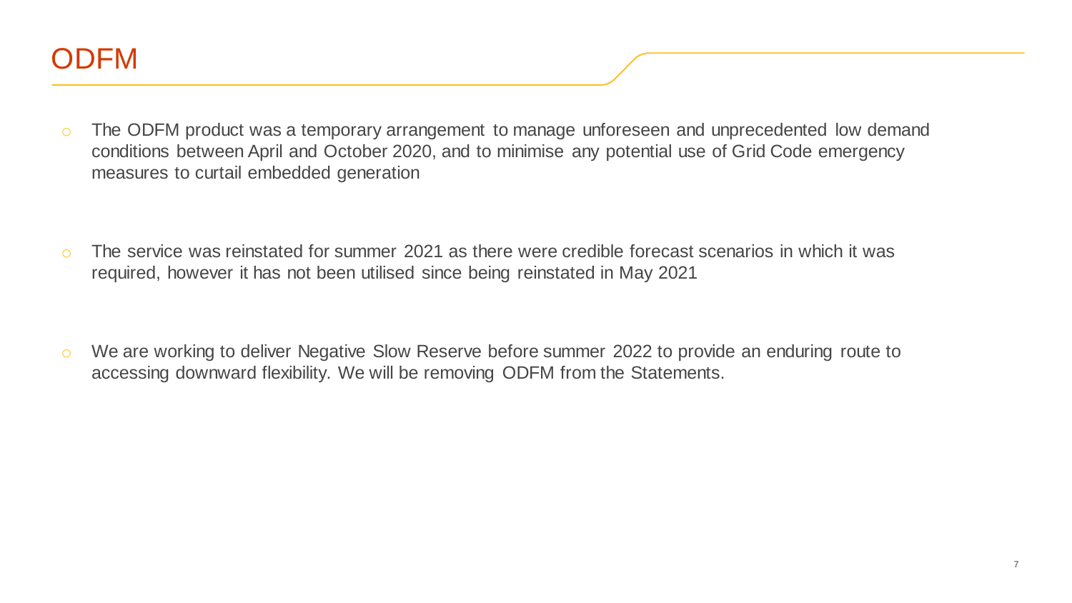# ODFM

- The ODFM product was a temporary arrangement to manage unforeseen and unprecedented low demand conditions between April and October 2020, and to minimise any potential use of Grid Code emergency measures to curtail embedded generation

- The service was reinstated for summer 2021 as there were credible forecast scenarios in which it was required, however it has not been utilised since being reinstated in May 2021

- We are working to deliver Negative Slow Reserve before summer 2022 to provide an enduring route to accessing downward flexibility. We will be removing ODFM from the Statements.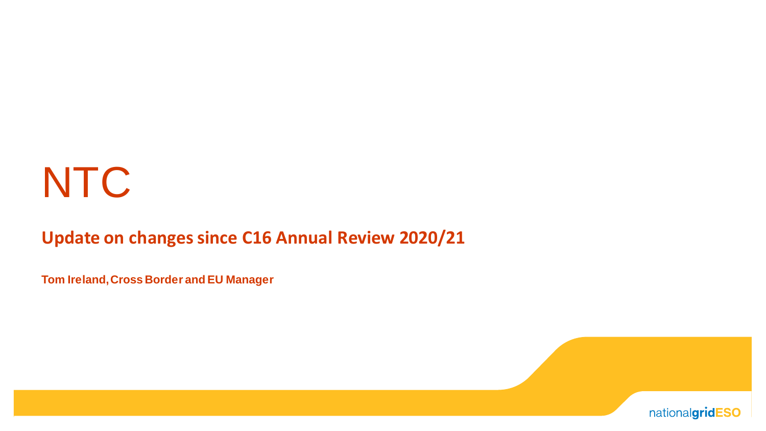# NTC

## Update on changes since C16 Annual Review 2020/21

**Tom Ireland, Cross Border and EU Manager**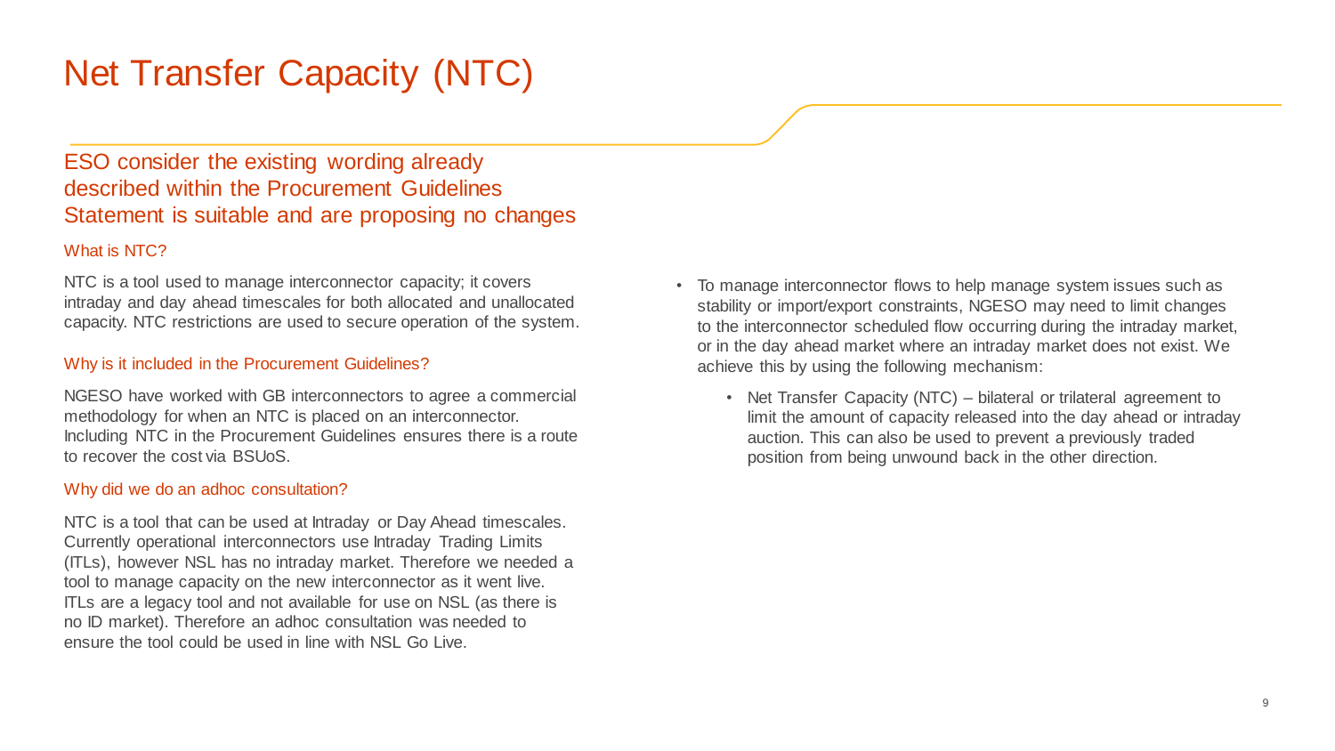# Net Transfer Capacity (NTC)

## ESO consider the existing wording already described within the Procurement Guidelines Statement is suitable and are proposing no changes

### What is NTC?

NTC is a tool used to manage interconnector capacity; it covers intraday and day ahead timescales for both allocated and unallocated capacity. NTC restrictions are used to secure operation of the system.

### Why is it included in the Procurement Guidelines?

NGESO have worked with GB interconnectors to agree a commercial methodology for when an NTC is placed on an interconnector. Including NTC in the Procurement Guidelines ensures there is a route to recover the cost via BSUoS.

### Why did we do an adhoc consultation?

NTC is a tool that can be used at Intraday or Day Ahead timescales. Currently operational interconnectors use Intraday Trading Limits (ITLs), however NSL has no intraday market. Therefore we needed a tool to manage capacity on the new interconnector as it went live. ITLs are a legacy tool and not available for use on NSL (as there is no ID market). Therefore an adhoc consultation was needed to ensure the tool could be used in line with NSL Go Live.

- To manage interconnector flows to help manage system issues such as stability or import/export constraints, NGESO may need to limit changes to the interconnector scheduled flow occurring during the intraday market, or in the day ahead market where an intraday market does not exist. We achieve this by using the following mechanism:
  - Net Transfer Capacity (NTC) – bilateral or trilateral agreement to limit the amount of capacity released into the day ahead or intraday auction. This can also be used to prevent a previously traded position from being unwound back in the other direction.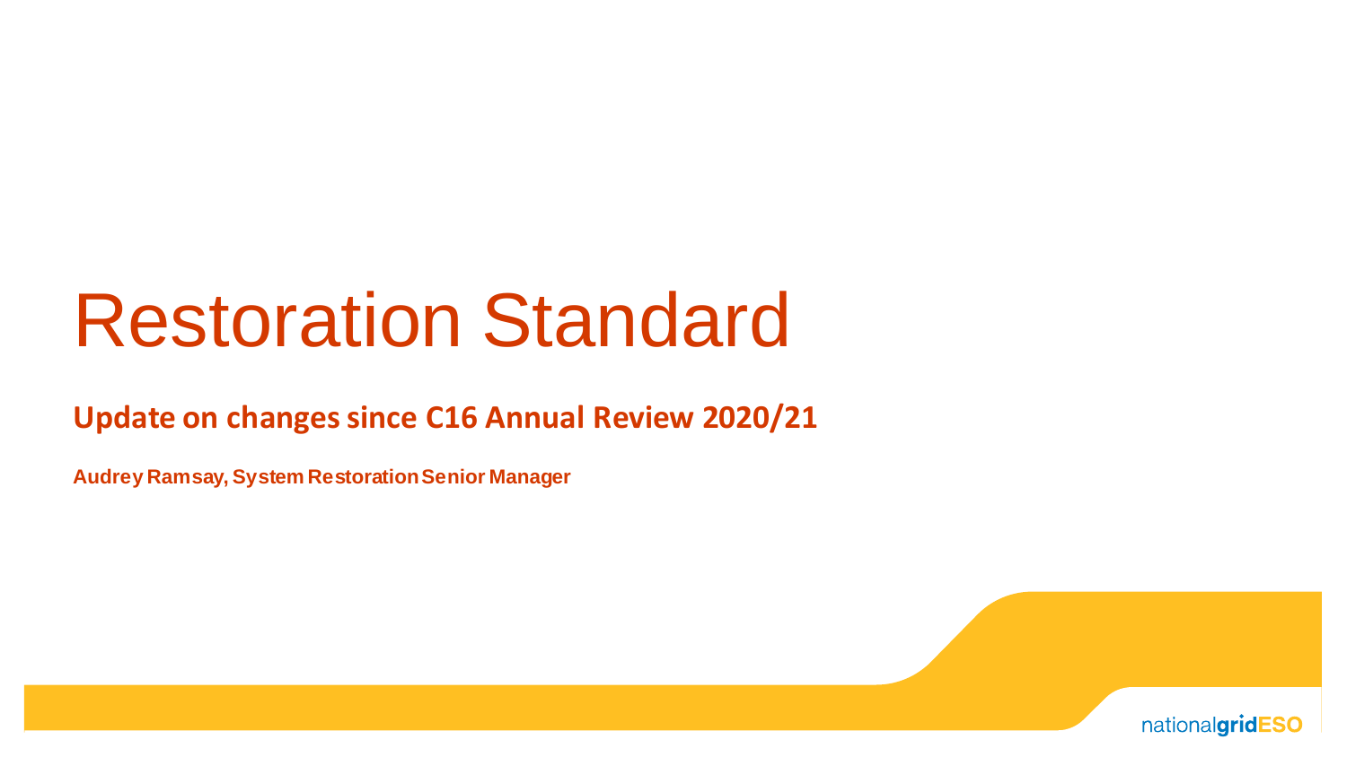# Restoration Standard

## Update on changes since C16 Annual Review 2020/21

**Audrey Ramsay, System Restoration Senior Manager**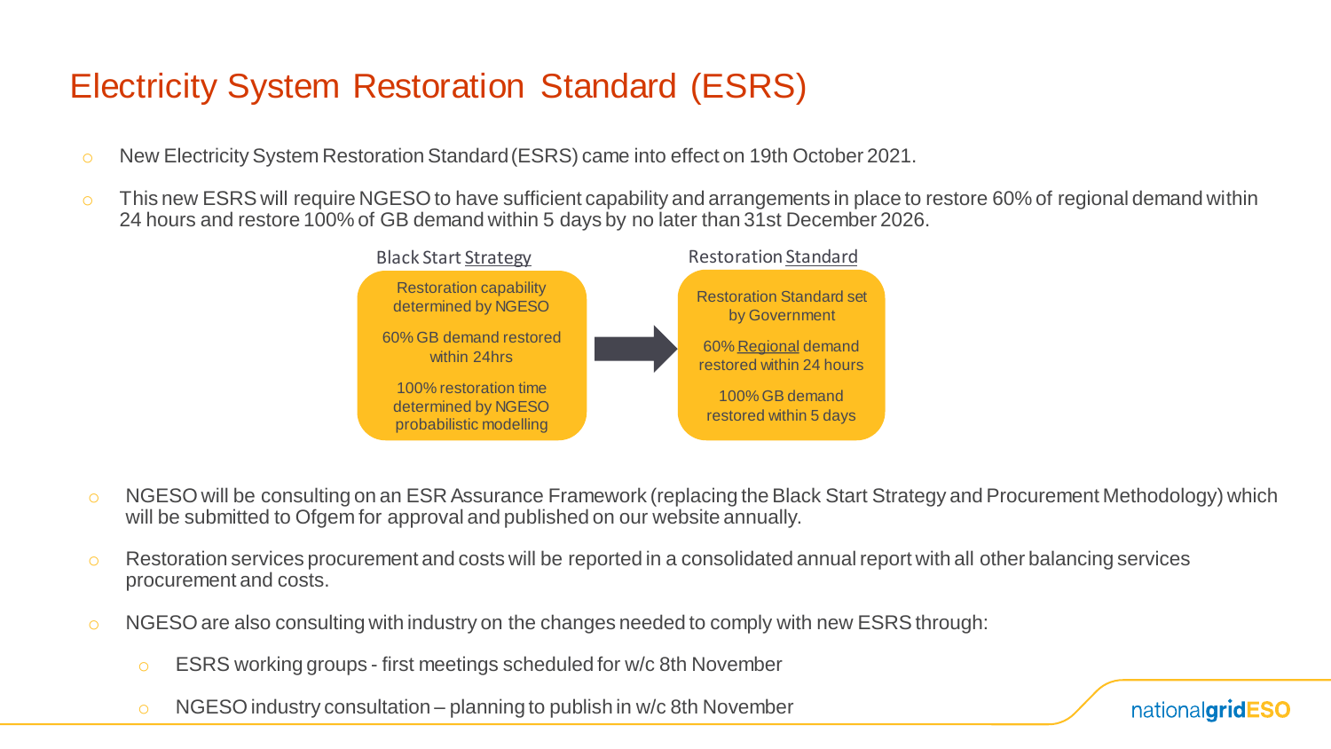# Electricity System Restoration Standard (ESRS)

- New Electricity System Restoration Standard (ESRS) came into effect on 19th October 2021.
- This new ESRS will require NGESO to have sufficient capability and arrangements in place to restore 60% of regional demand within 24 hours and restore 100% of GB demand within 5 days by no later than 31st December 2026.

| Black Start Strategy | → | Restoration Standard |
|---|---|---|
| Restoration capability determined by NGESO | | Restoration Standard set by Government |
| 60% GB demand restored within 24hrs | | 60% Regional demand restored within 24 hours |
| 100% restoration time determined by NGESO probabilistic modelling | | 100% GB demand restored within 5 days |

- NGESO will be consulting on an ESR Assurance Framework (replacing the Black Start Strategy and Procurement Methodology) which will be submitted to Ofgem for approval and published on our website annually.
- Restoration services procurement and costs will be reported in a consolidated annual report with all other balancing services procurement and costs.
- NGESO are also consulting with industry on the changes needed to comply with new ESRS through:
  - ESRS working groups - first meetings scheduled for w/c 8th November
  - NGESO industry consultation – planning to publish in w/c 8th November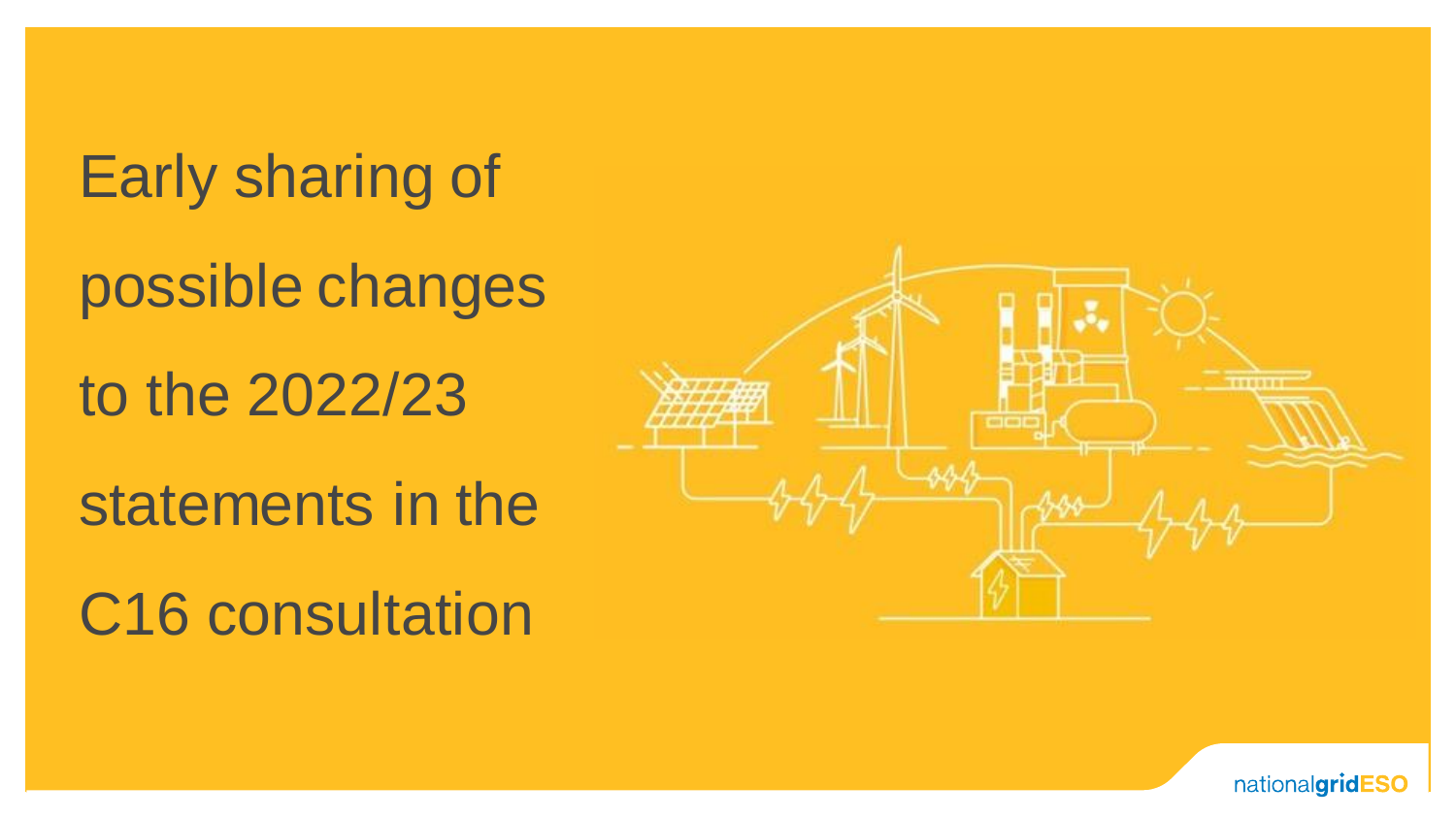# Early sharing of possible changes to the 2022/23 statements in the C16 consultation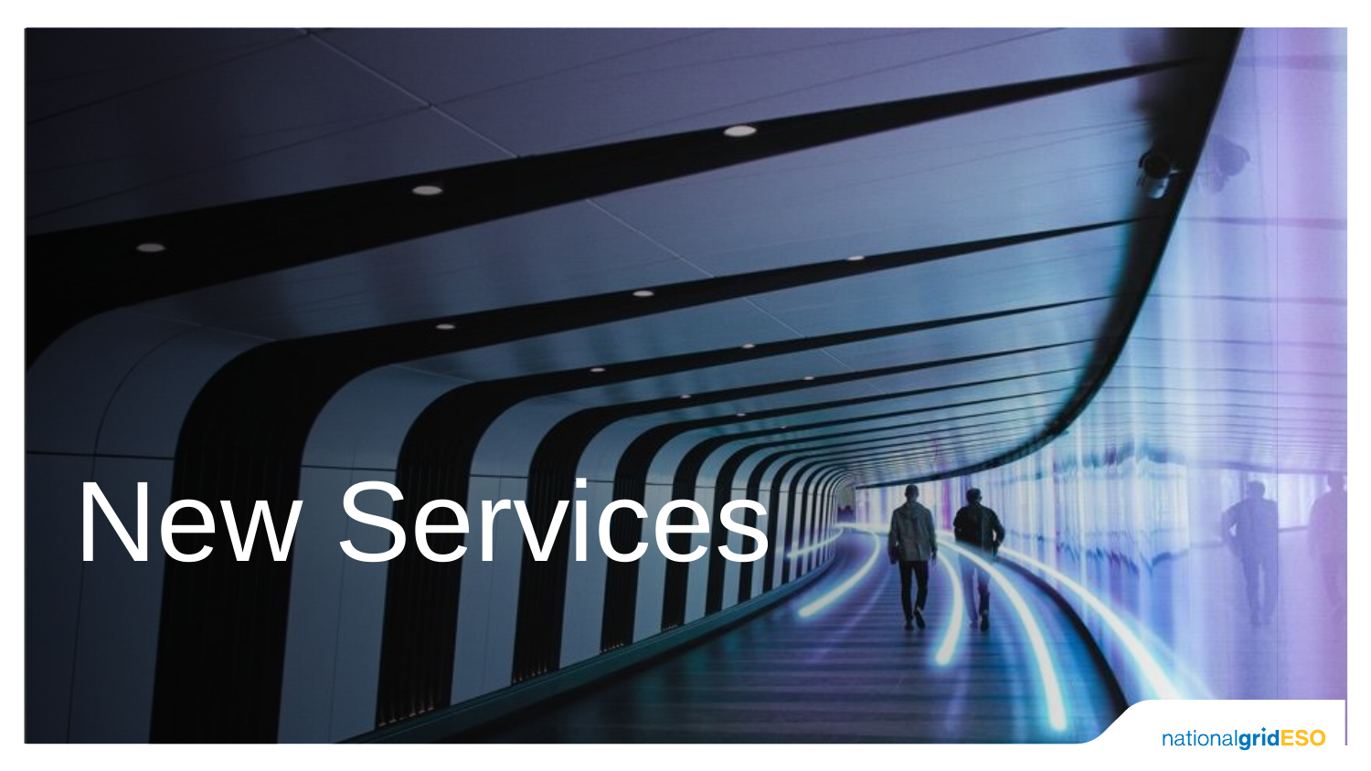# New Services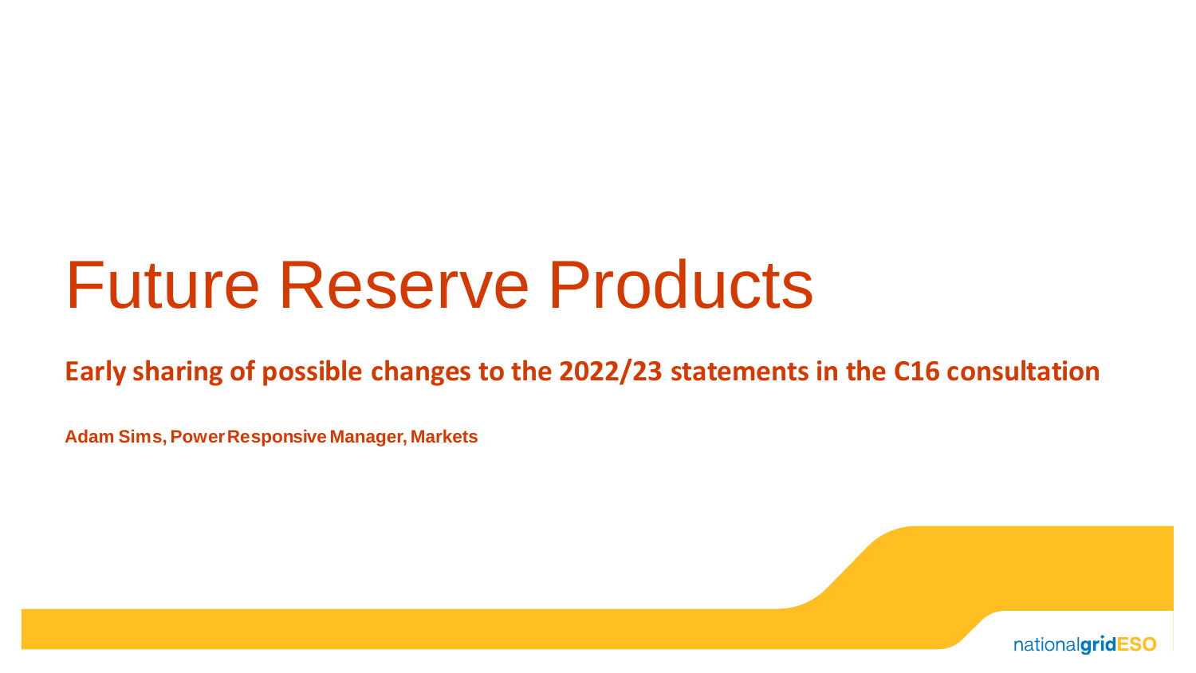# Future Reserve Products

**Early sharing of possible changes to the 2022/23 statements in the C16 consultation**

**Adam Sims, Power Responsive Manager, Markets**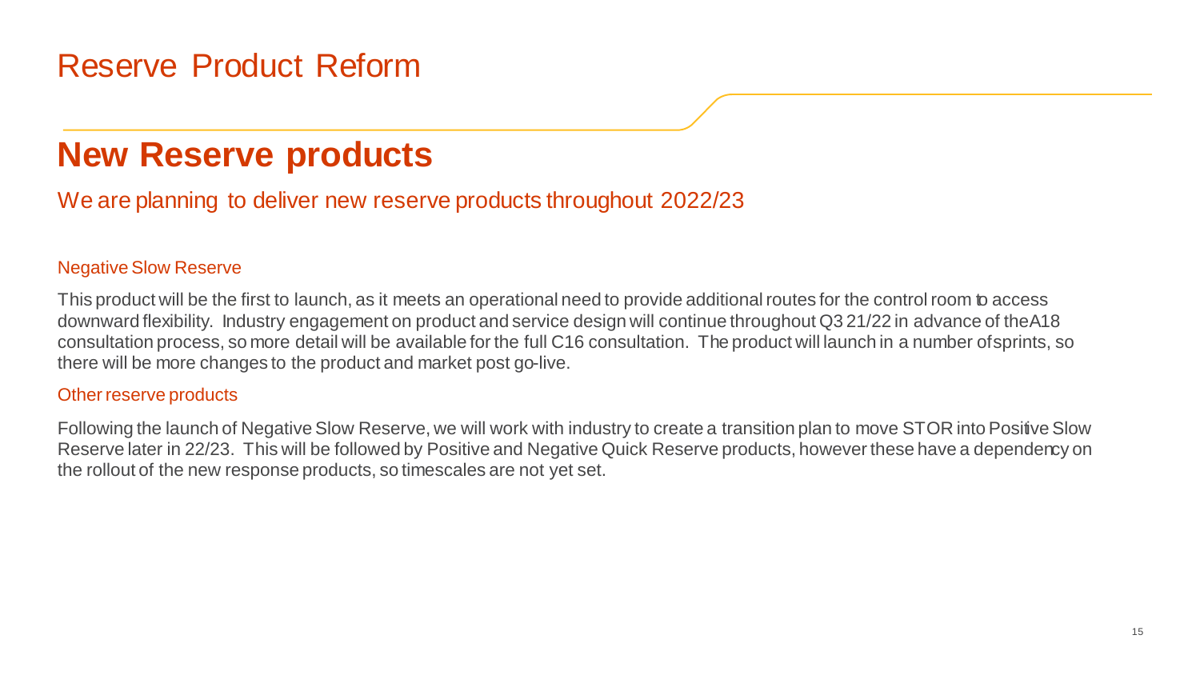# Reserve Product Reform

## New Reserve products

We are planning to deliver new reserve products throughout 2022/23

### Negative Slow Reserve

This product will be the first to launch, as it meets an operational need to provide additional routes for the control room to access downward flexibility. Industry engagement on product and service design will continue throughout Q3 21/22 in advance of the A18 consultation process, so more detail will be available for the full C16 consultation. The product will launch in a number of sprints, so there will be more changes to the product and market post go-live.

### Other reserve products

Following the launch of Negative Slow Reserve, we will work with industry to create a transition plan to move STOR into Positive Slow Reserve later in 22/23. This will be followed by Positive and Negative Quick Reserve products, however these have a dependency on the rollout of the new response products, so timescales are not yet set.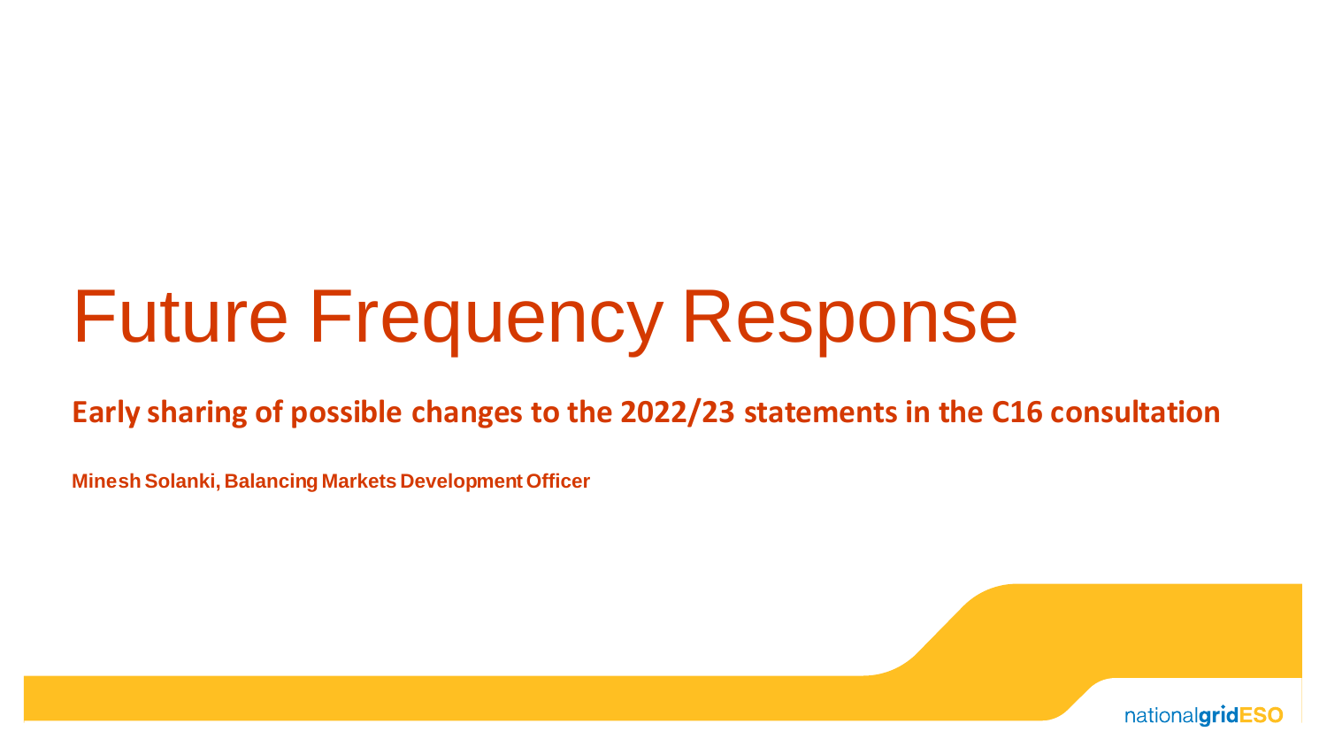# Future Frequency Response

## Early sharing of possible changes to the 2022/23 statements in the C16 consultation

**Minesh Solanki, Balancing Markets Development Officer**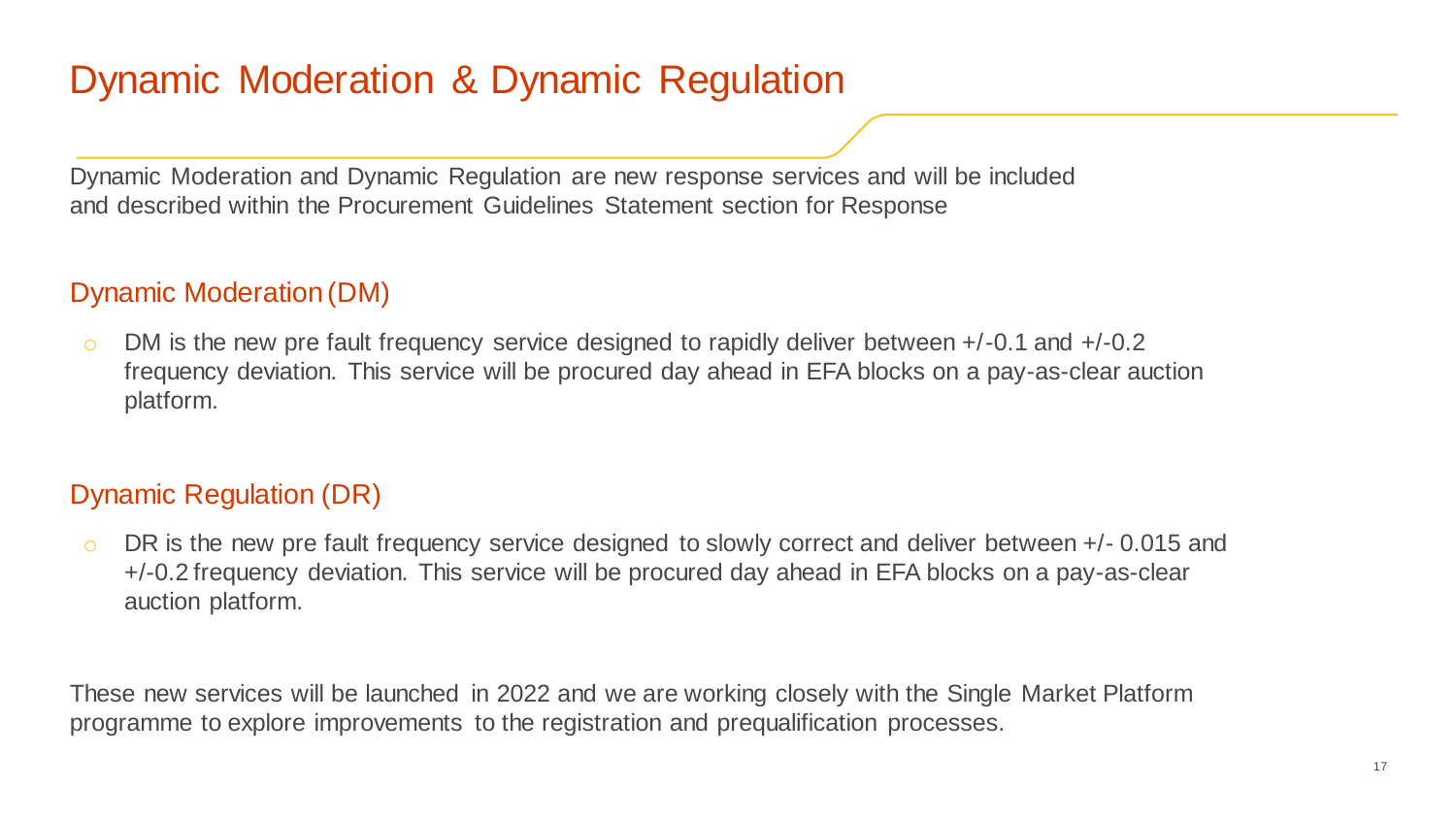# Dynamic Moderation & Dynamic Regulation

Dynamic Moderation and Dynamic Regulation are new response services and will be included and described within the Procurement Guidelines Statement section for Response

## Dynamic Moderation (DM)

- DM is the new pre fault frequency service designed to rapidly deliver between +/-0.1 and +/-0.2 frequency deviation. This service will be procured day ahead in EFA blocks on a pay-as-clear auction platform.

## Dynamic Regulation (DR)

- DR is the new pre fault frequency service designed to slowly correct and deliver between +/- 0.015 and +/-0.2 frequency deviation. This service will be procured day ahead in EFA blocks on a pay-as-clear auction platform.

These new services will be launched in 2022 and we are working closely with the Single Market Platform programme to explore improvements to the registration and prequalification processes.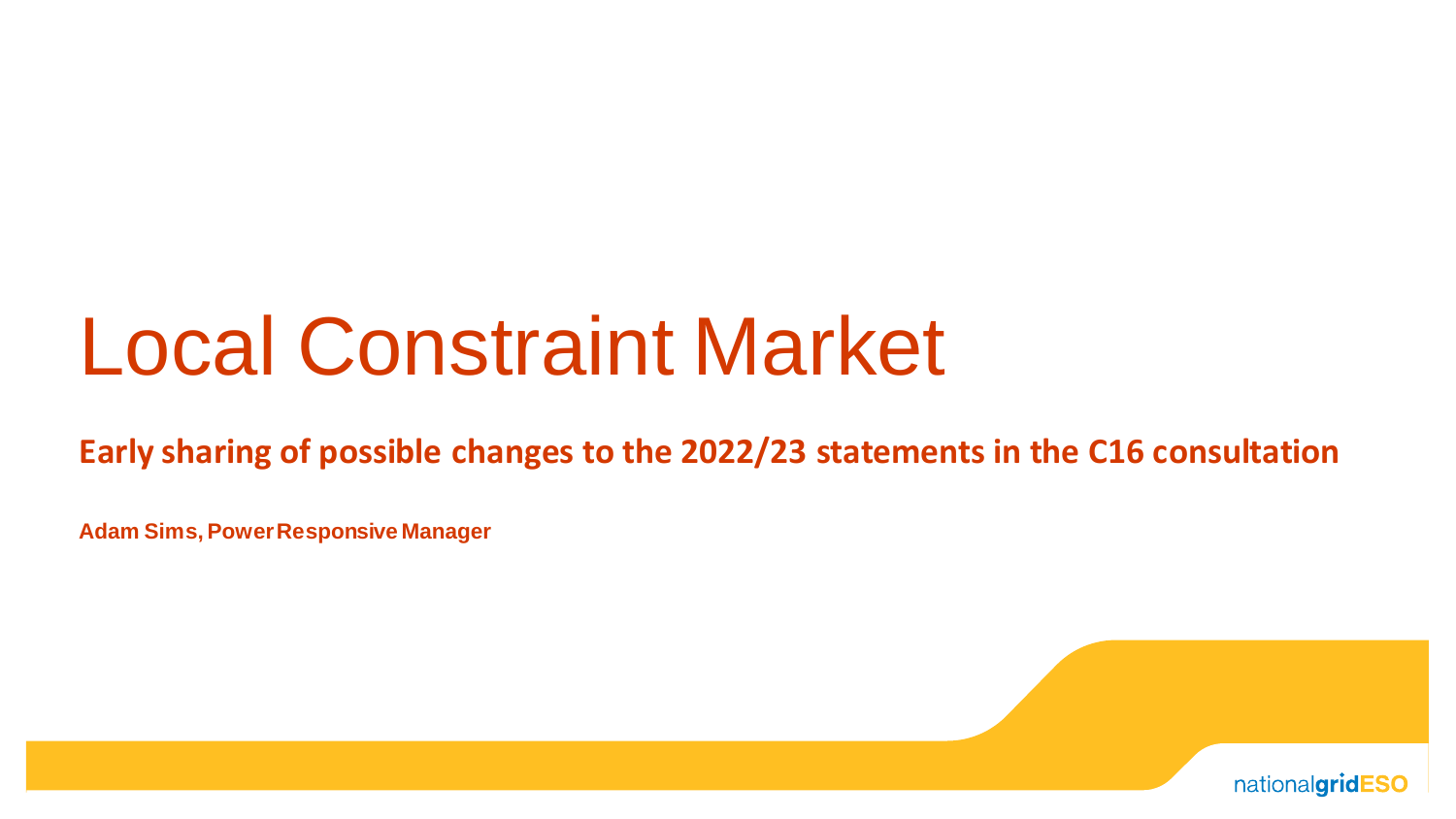# Local Constraint Market

**Early sharing of possible changes to the 2022/23 statements in the C16 consultation**

**Adam Sims, Power Responsive Manager**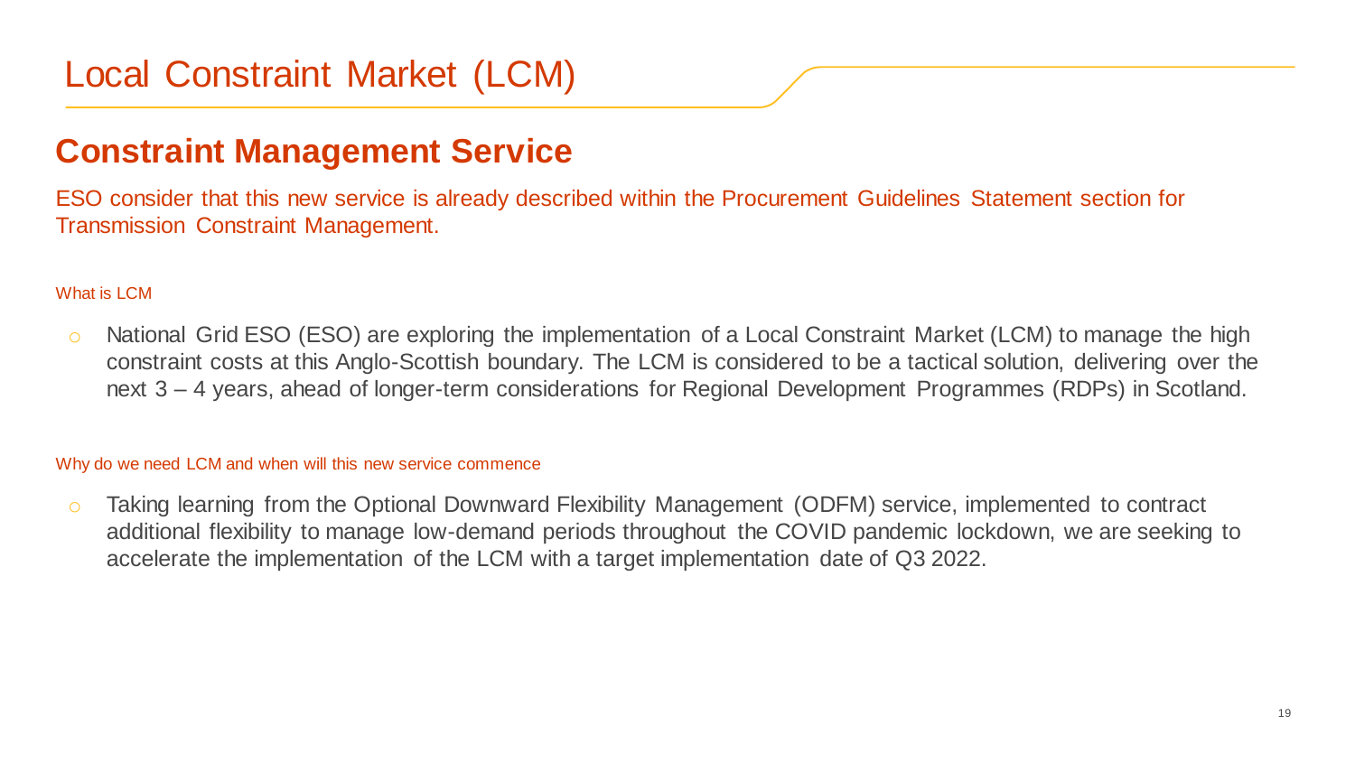# Local Constraint Market (LCM)

## Constraint Management Service

ESO consider that this new service is already described within the Procurement Guidelines Statement section for Transmission Constraint Management.

### What is LCM

- National Grid ESO (ESO) are exploring the implementation of a Local Constraint Market (LCM) to manage the high constraint costs at this Anglo-Scottish boundary. The LCM is considered to be a tactical solution, delivering over the next 3 – 4 years, ahead of longer-term considerations for Regional Development Programmes (RDPs) in Scotland.

### Why do we need LCM and when will this new service commence

- Taking learning from the Optional Downward Flexibility Management (ODFM) service, implemented to contract additional flexibility to manage low-demand periods throughout the COVID pandemic lockdown, we are seeking to accelerate the implementation of the LCM with a target implementation date of Q3 2022.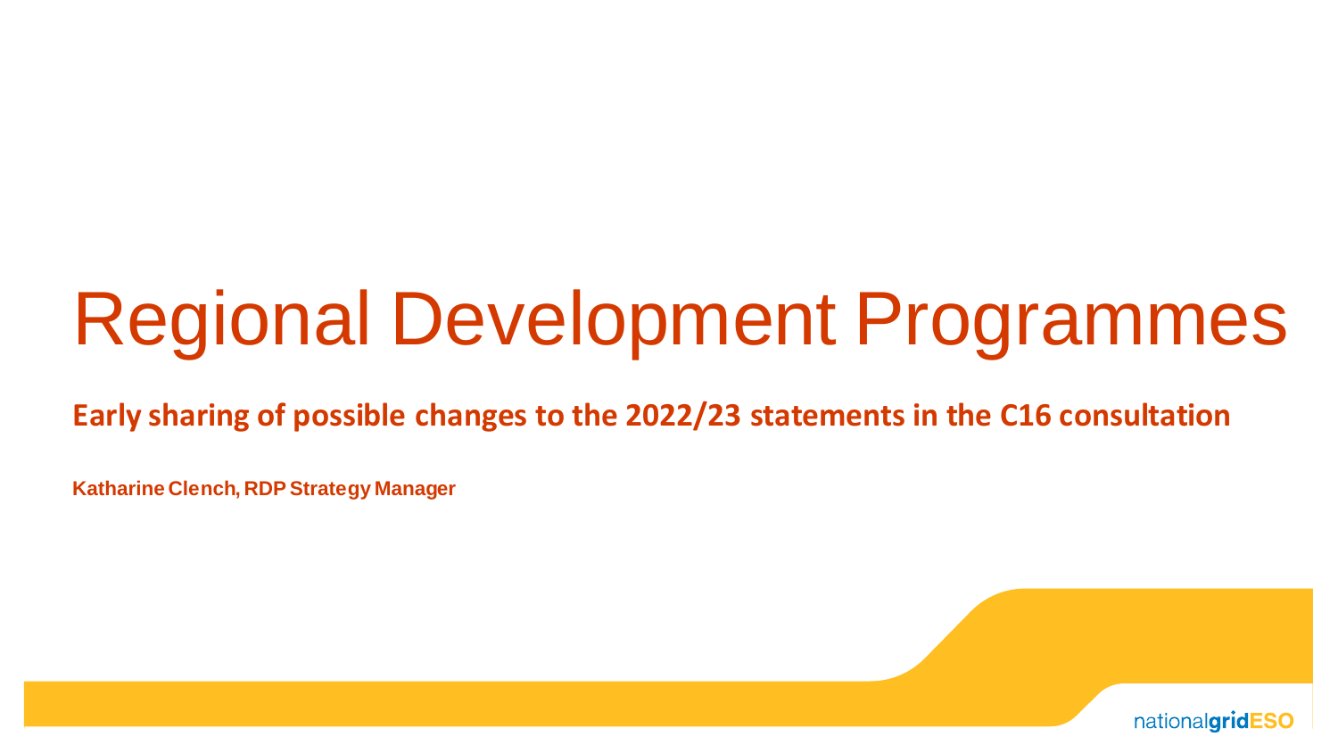# Regional Development Programmes

**Early sharing of possible changes to the 2022/23 statements in the C16 consultation**

**Katharine Clench, RDP Strategy Manager**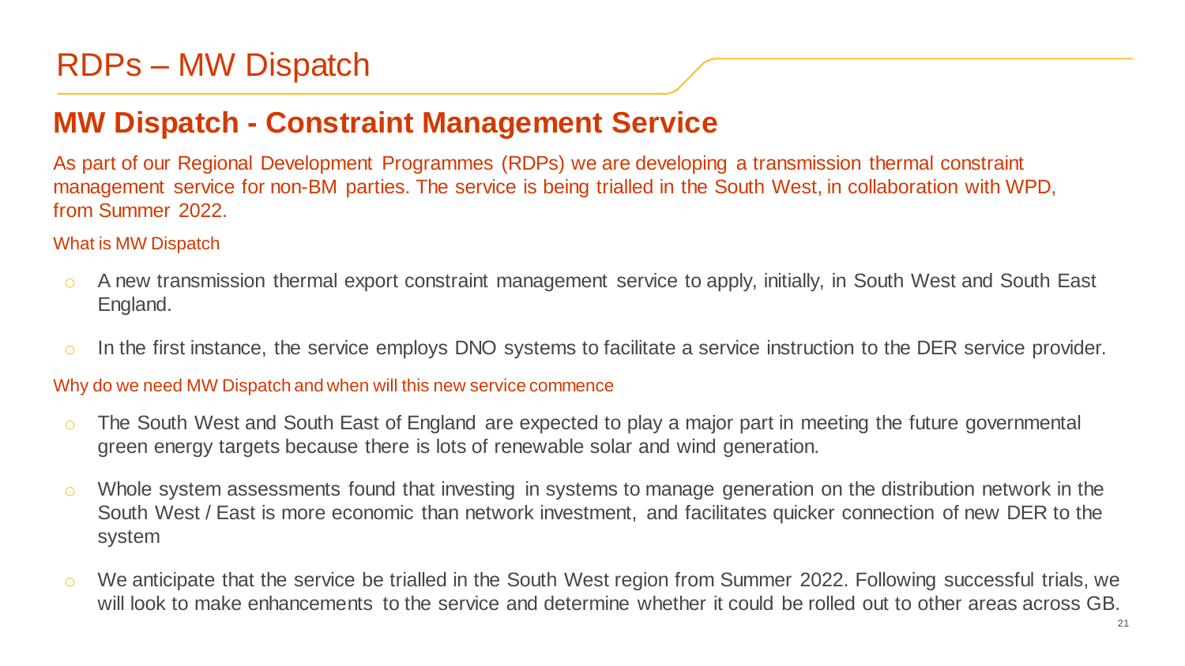# RDPs – MW Dispatch

## MW Dispatch - Constraint Management Service

As part of our Regional Development Programmes (RDPs) we are developing a transmission thermal constraint management service for non-BM parties. The service is being trialled in the South West, in collaboration with WPD, from Summer 2022.

### What is MW Dispatch

- A new transmission thermal export constraint management service to apply, initially, in South West and South East England.
- In the first instance, the service employs DNO systems to facilitate a service instruction to the DER service provider.

### Why do we need MW Dispatch and when will this new service commence

- The South West and South East of England are expected to play a major part in meeting the future governmental green energy targets because there is lots of renewable solar and wind generation.
- Whole system assessments found that investing in systems to manage generation on the distribution network in the South West / East is more economic than network investment, and facilitates quicker connection of new DER to the system
- We anticipate that the service be trialled in the South West region from Summer 2022. Following successful trials, we will look to make enhancements to the service and determine whether it could be rolled out to other areas across GB.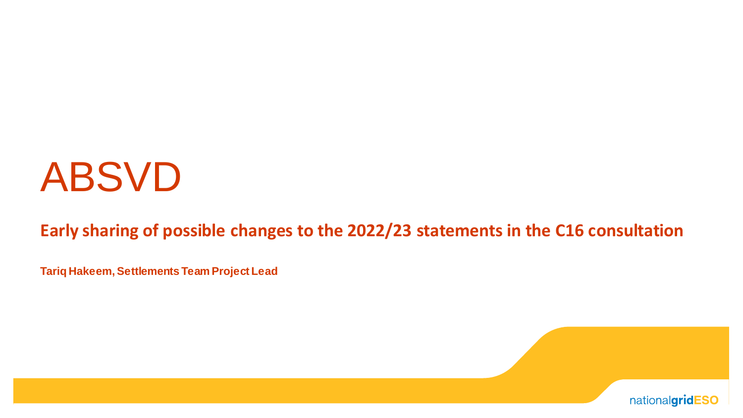# ABSVD

## Early sharing of possible changes to the 2022/23 statements in the C16 consultation

**Tariq Hakeem, Settlements Team Project Lead**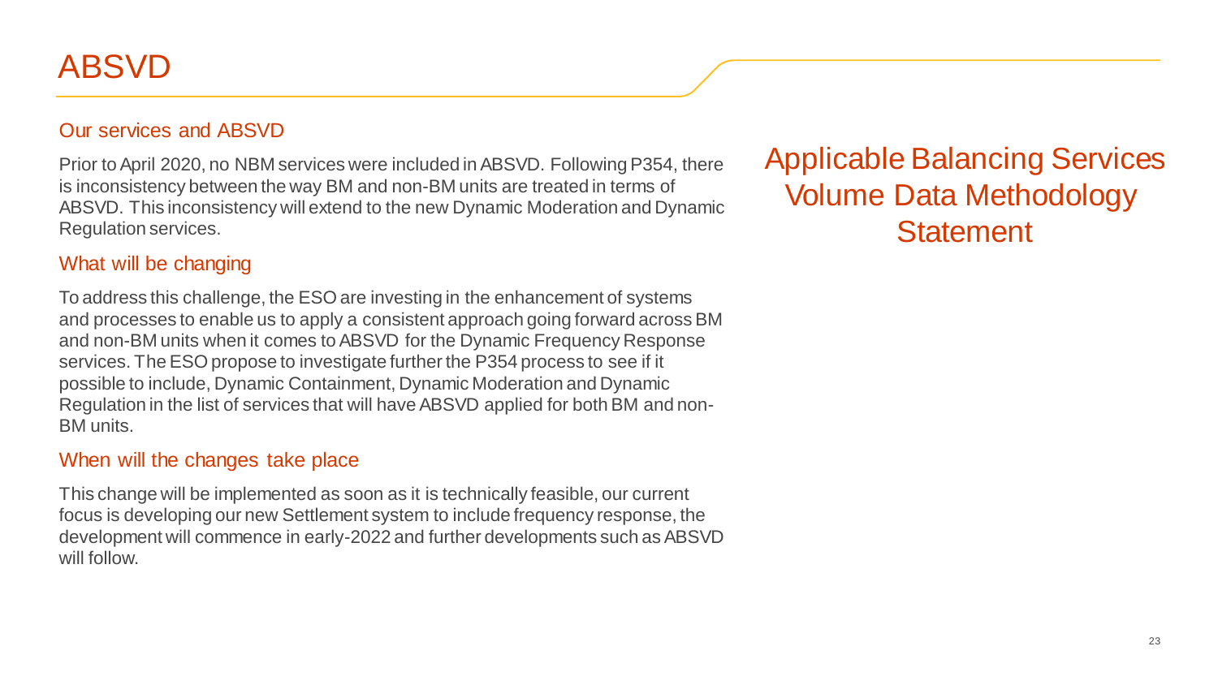# ABSVD

## Our services and ABSVD

Prior to April 2020, no NBM services were included in ABSVD. Following P354, there is inconsistency between the way BM and non-BM units are treated in terms of ABSVD. This inconsistency will extend to the new Dynamic Moderation and Dynamic Regulation services.

## What will be changing

To address this challenge, the ESO are investing in the enhancement of systems and processes to enable us to apply a consistent approach going forward across BM and non-BM units when it comes to ABSVD for the Dynamic Frequency Response services. The ESO propose to investigate further the P354 process to see if it possible to include, Dynamic Containment, Dynamic Moderation and Dynamic Regulation in the list of services that will have ABSVD applied for both BM and non-BM units.

## When will the changes take place

This change will be implemented as soon as it is technically feasible, our current focus is developing our new Settlement system to include frequency response, the development will commence in early-2022 and further developments such as ABSVD will follow.

Applicable Balancing Services Volume Data Methodology Statement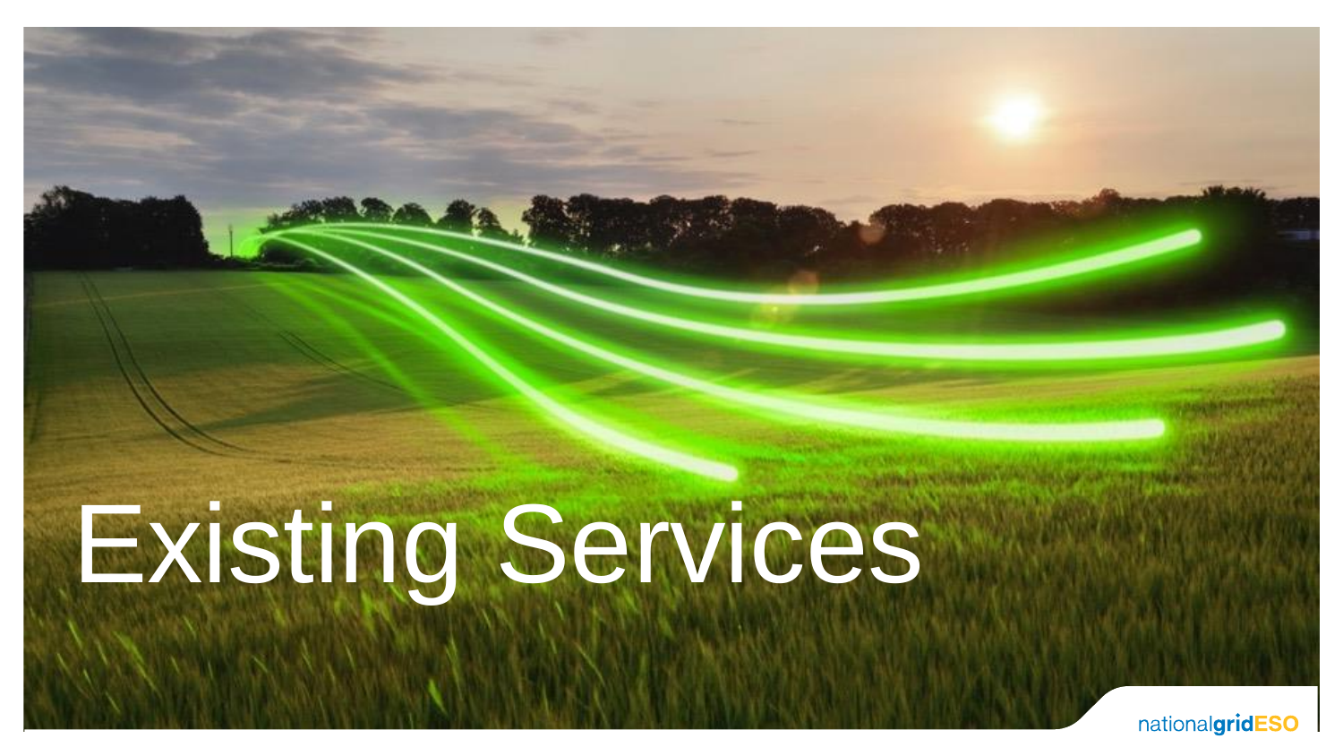# Existing Services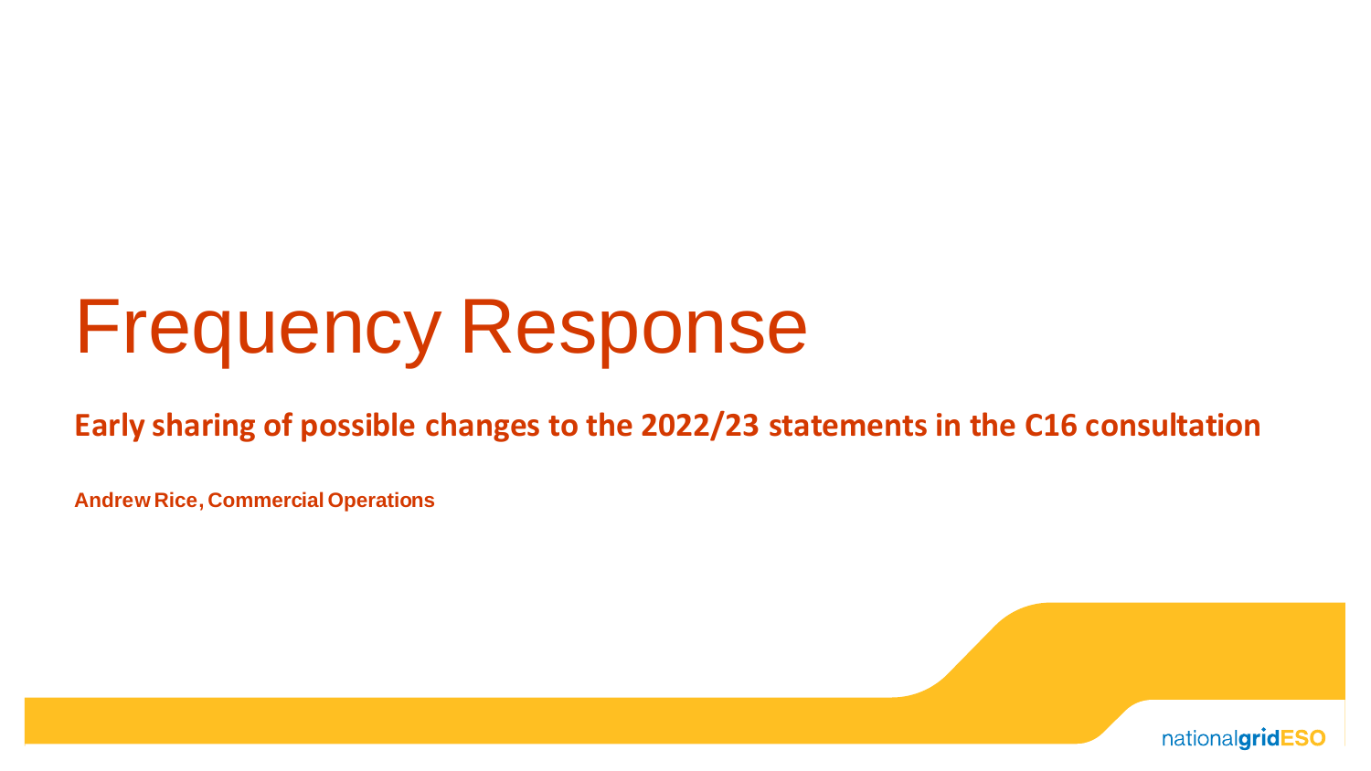# Frequency Response

**Early sharing of possible changes to the 2022/23 statements in the C16 consultation**

**Andrew Rice, Commercial Operations**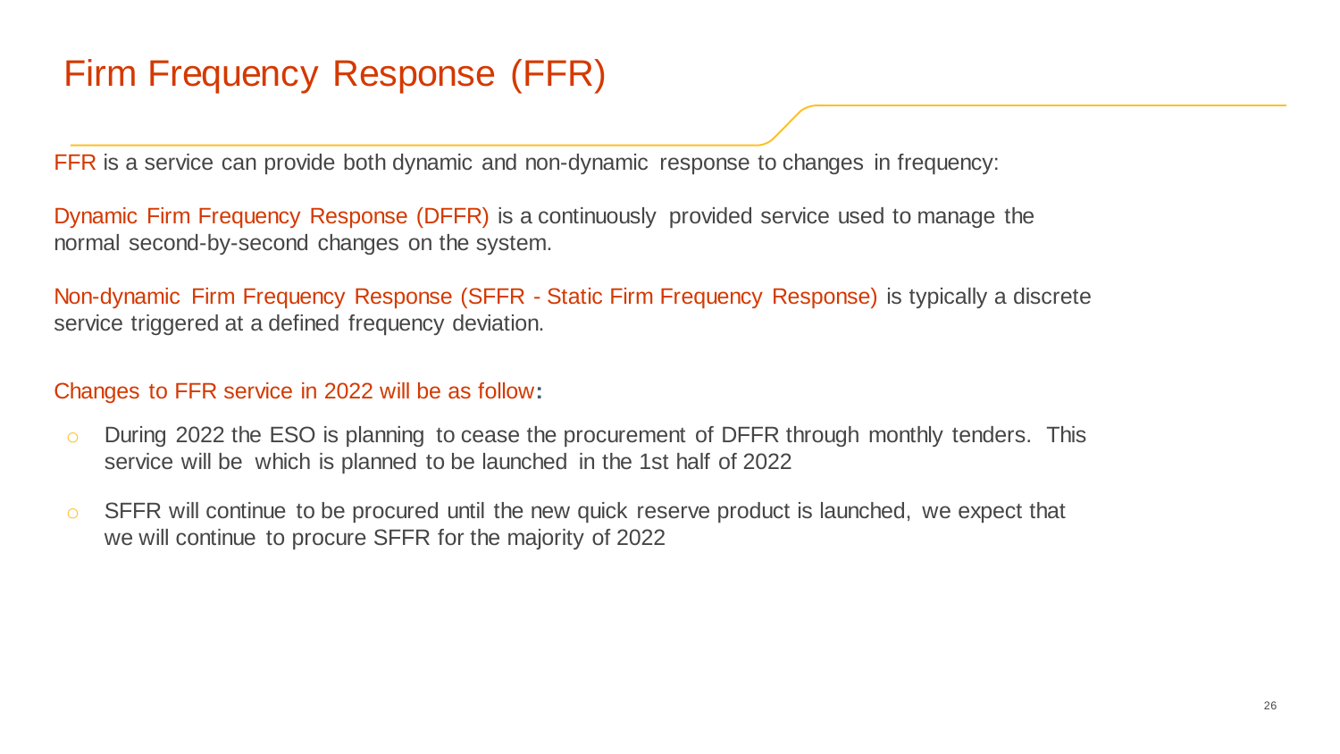# Firm Frequency Response (FFR)

FFR is a service can provide both dynamic and non-dynamic response to changes in frequency:

Dynamic Firm Frequency Response (DFFR) is a continuously provided service used to manage the normal second-by-second changes on the system.

Non-dynamic Firm Frequency Response (SFFR - Static Firm Frequency Response) is typically a discrete service triggered at a defined frequency deviation.

Changes to FFR service in 2022 will be as follow:

- During 2022 the ESO is planning to cease the procurement of DFFR through monthly tenders. This service will be which is planned to be launched in the 1st half of 2022
- SFFR will continue to be procured until the new quick reserve product is launched, we expect that we will continue to procure SFFR for the majority of 2022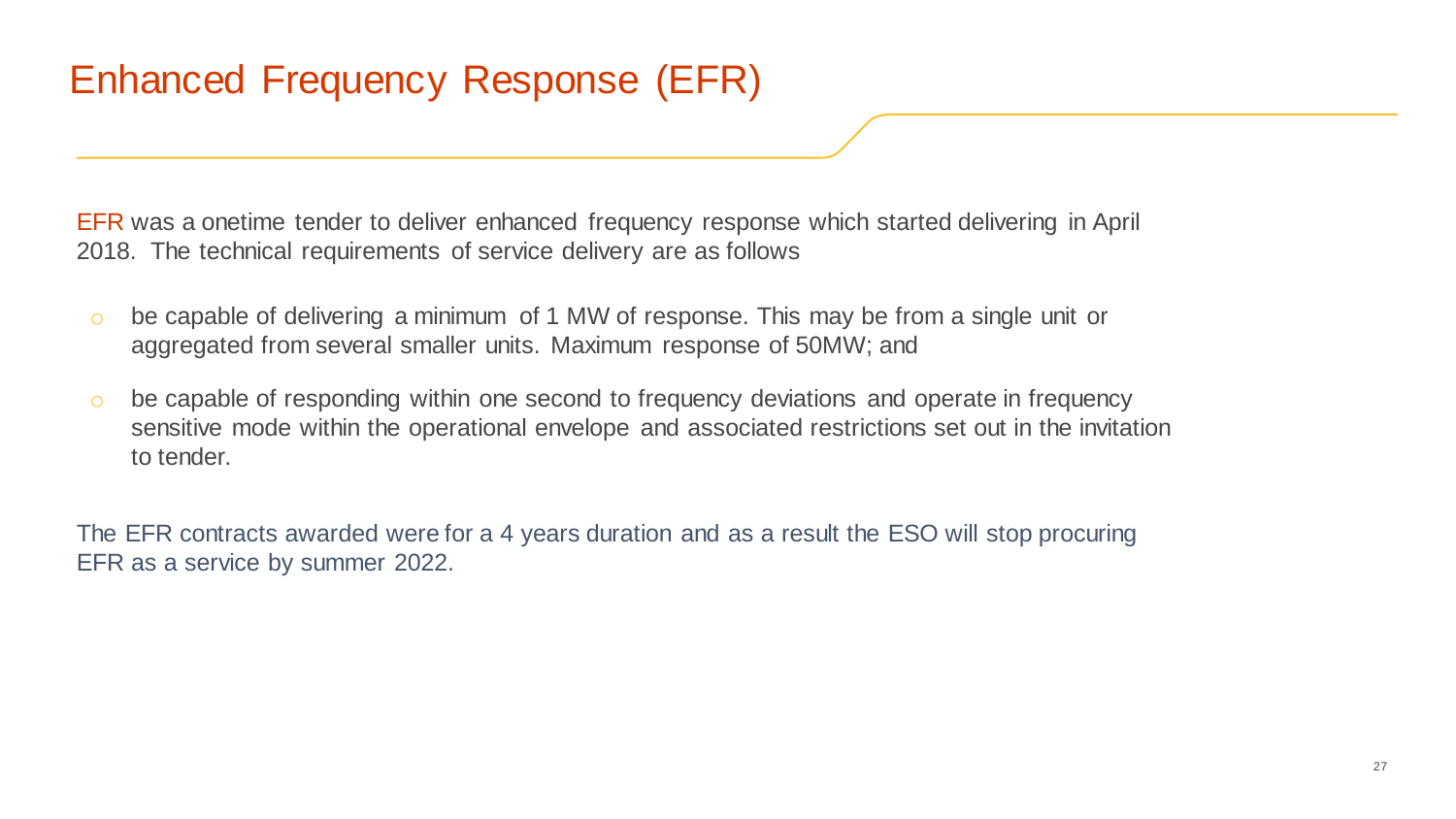# Enhanced Frequency Response (EFR)

EFR was a onetime tender to deliver enhanced frequency response which started delivering in April 2018. The technical requirements of service delivery are as follows

- be capable of delivering a minimum of 1 MW of response. This may be from a single unit or aggregated from several smaller units. Maximum response of 50MW; and
- be capable of responding within one second to frequency deviations and operate in frequency sensitive mode within the operational envelope and associated restrictions set out in the invitation to tender.

The EFR contracts awarded were for a 4 years duration and as a result the ESO will stop procuring EFR as a service by summer 2022.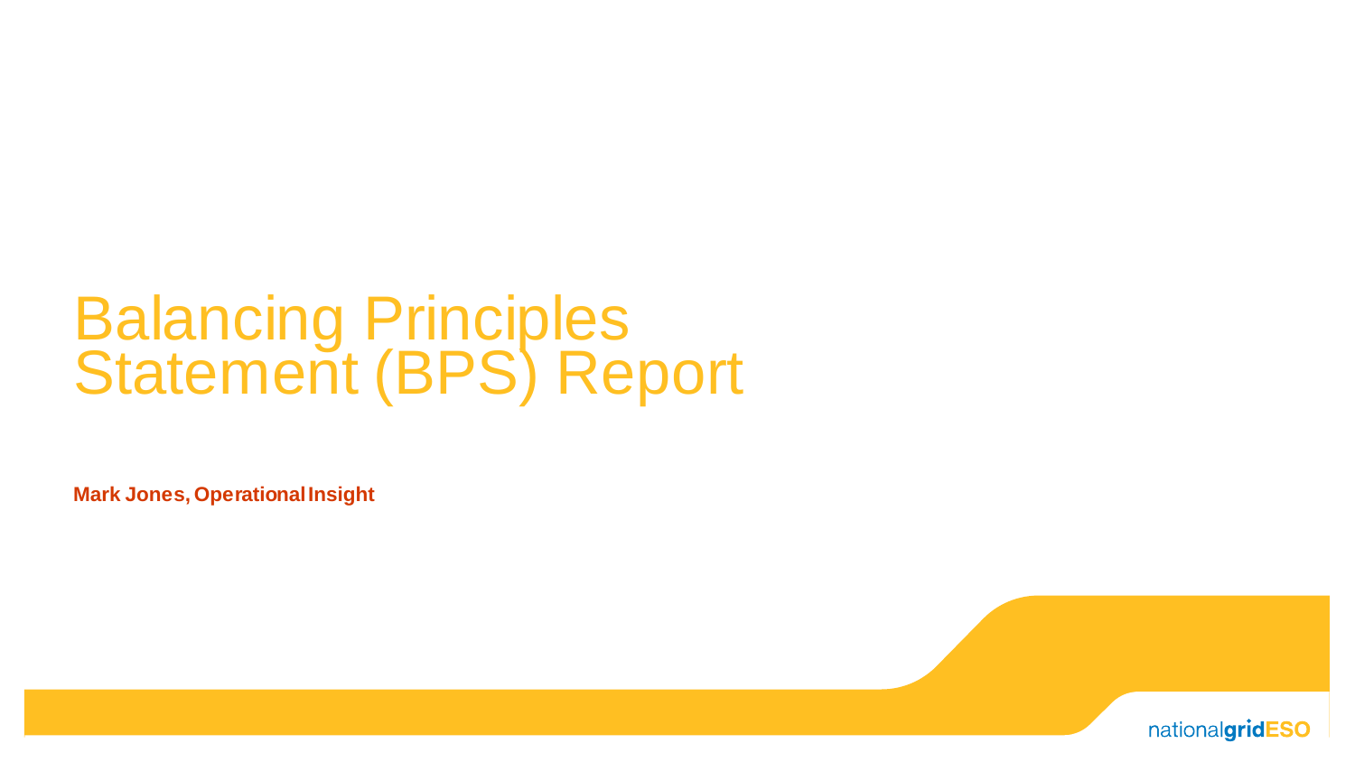# Balancing Principles Statement (BPS) Report

**Mark Jones, Operational Insight**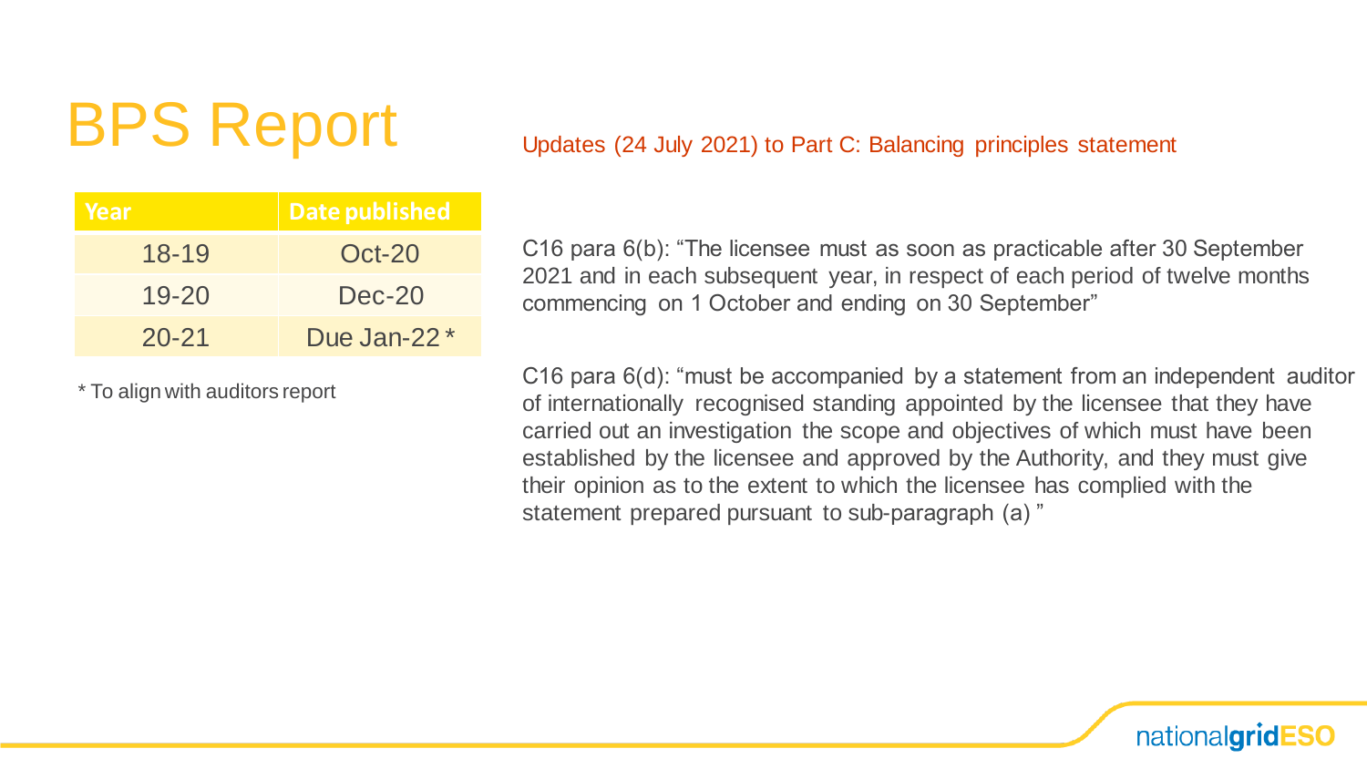# BPS Report

| Year | Date published |
| --- | --- |
| 18-19 | Oct-20 |
| 19-20 | Dec-20 |
| 20-21 | Due Jan-22 * |

* To align with auditors report

Updates (24 July 2021) to Part C: Balancing principles statement

C16 para 6(b): "The licensee must as soon as practicable after 30 September 2021 and in each subsequent year, in respect of each period of twelve months commencing on 1 October and ending on 30 September"

C16 para 6(d): "must be accompanied by a statement from an independent auditor of internationally recognised standing appointed by the licensee that they have carried out an investigation the scope and objectives of which must have been established by the licensee and approved by the Authority, and they must give their opinion as to the extent to which the licensee has complied with the statement prepared pursuant to sub-paragraph (a) "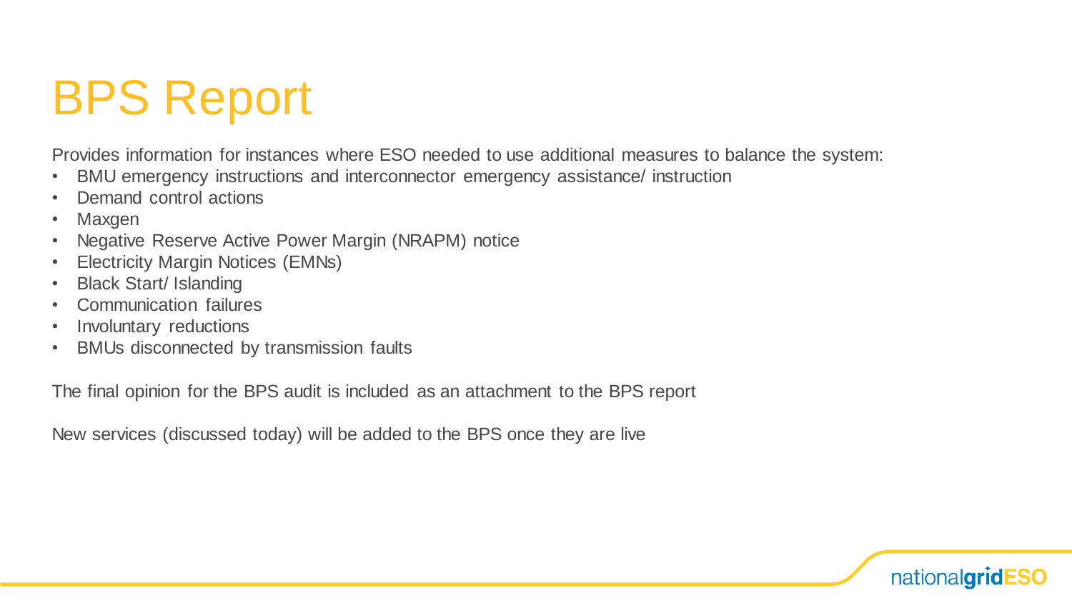# BPS Report

Provides information for instances where ESO needed to use additional measures to balance the system:

- BMU emergency instructions and interconnector emergency assistance/ instruction
- Demand control actions
- Maxgen
- Negative Reserve Active Power Margin (NRAPM) notice
- Electricity Margin Notices (EMNs)
- Black Start/ Islanding
- Communication failures
- Involuntary reductions
- BMUs disconnected by transmission faults

The final opinion for the BPS audit is included as an attachment to the BPS report

New services (discussed today) will be added to the BPS once they are live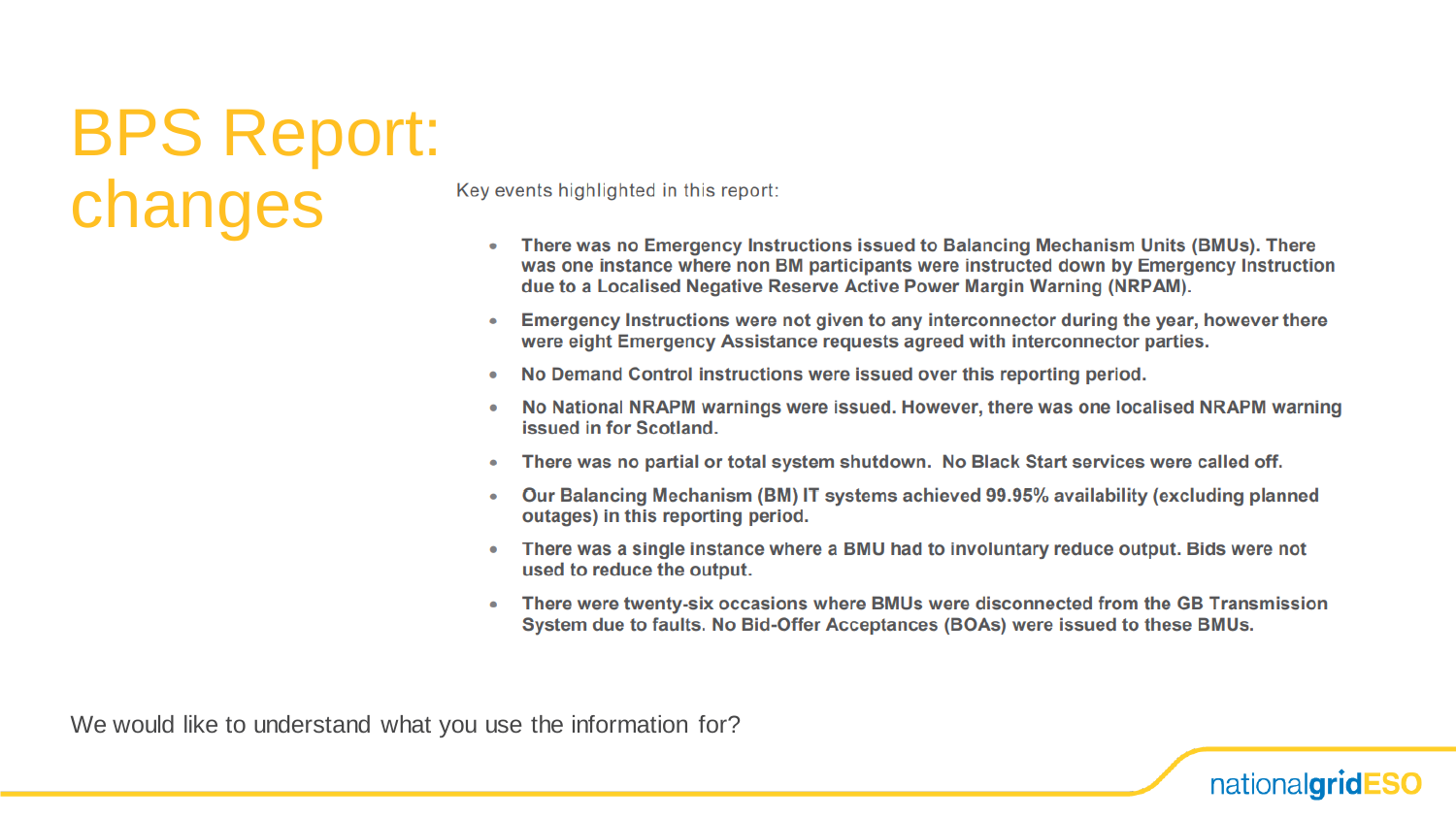# BPS Report: changes

Key events highlighted in this report:

- **There was no Emergency Instructions issued to Balancing Mechanism Units (BMUs). There was one instance where non BM participants were instructed down by Emergency Instruction due to a Localised Negative Reserve Active Power Margin Warning (NRPAM).**
- **Emergency Instructions were not given to any interconnector during the year, however there were eight Emergency Assistance requests agreed with interconnector parties.**
- **No Demand Control instructions were issued over this reporting period.**
- **No National NRAPM warnings were issued. However, there was one localised NRAPM warning issued in for Scotland.**
- **There was no partial or total system shutdown. No Black Start services were called off.**
- **Our Balancing Mechanism (BM) IT systems achieved 99.95% availability (excluding planned outages) in this reporting period.**
- **There was a single instance where a BMU had to involuntary reduce output. Bids were not used to reduce the output.**
- **There were twenty-six occasions where BMUs were disconnected from the GB Transmission System due to faults. No Bid-Offer Acceptances (BOAs) were issued to these BMUs.**

We would like to understand what you use the information for?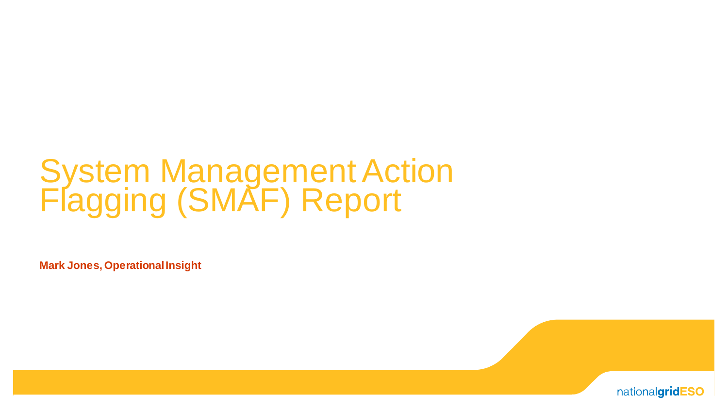# System Management Action Flagging (SMAF) Report

**Mark Jones, Operational Insight**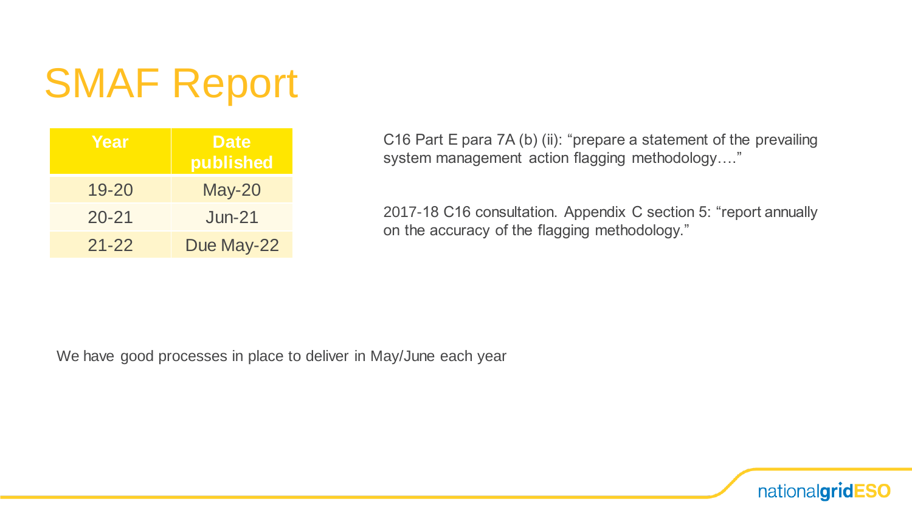# SMAF Report

| Year | Date published |
|---|---|
| 19-20 | May-20 |
| 20-21 | Jun-21 |
| 21-22 | Due May-22 |

C16 Part E para 7A (b) (ii): "prepare a statement of the prevailing system management action flagging methodology…."

2017-18 C16 consultation. Appendix C section 5: "report annually on the accuracy of the flagging methodology."

We have good processes in place to deliver in May/June each year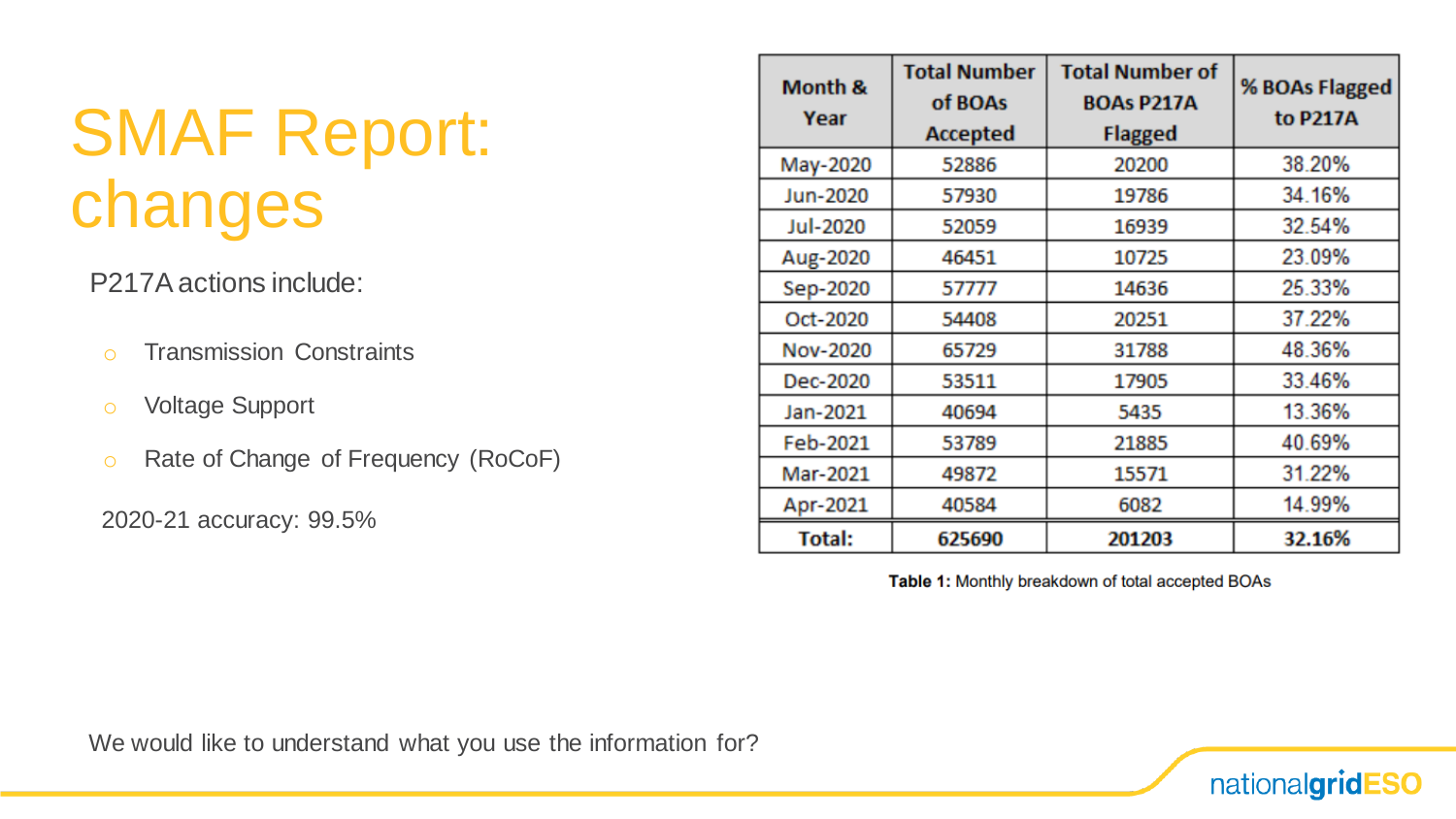# SMAF Report: changes

P217A actions include:

- Transmission Constraints
- Voltage Support
- Rate of Change of Frequency (RoCoF)

2020-21 accuracy: 99.5%

| Month & Year | Total Number of BOAs Accepted | Total Number of BOAs P217A Flagged | % BOAs Flagged to P217A |
|---|---|---|---|
| May-2020 | 52886 | 20200 | 38.20% |
| Jun-2020 | 57930 | 19786 | 34.16% |
| Jul-2020 | 52059 | 16939 | 32.54% |
| Aug-2020 | 46451 | 10725 | 23.09% |
| Sep-2020 | 57777 | 14636 | 25.33% |
| Oct-2020 | 54408 | 20251 | 37.22% |
| Nov-2020 | 65729 | 31788 | 48.36% |
| Dec-2020 | 53511 | 17905 | 33.46% |
| Jan-2021 | 40694 | 5435 | 13.36% |
| Feb-2021 | 53789 | 21885 | 40.69% |
| Mar-2021 | 49872 | 15571 | 31.22% |
| Apr-2021 | 40584 | 6082 | 14.99% |
| **Total:** | **625690** | **201203** | **32.16%** |

**Table 1:** Monthly breakdown of total accepted BOAs

We would like to understand what you use the information for?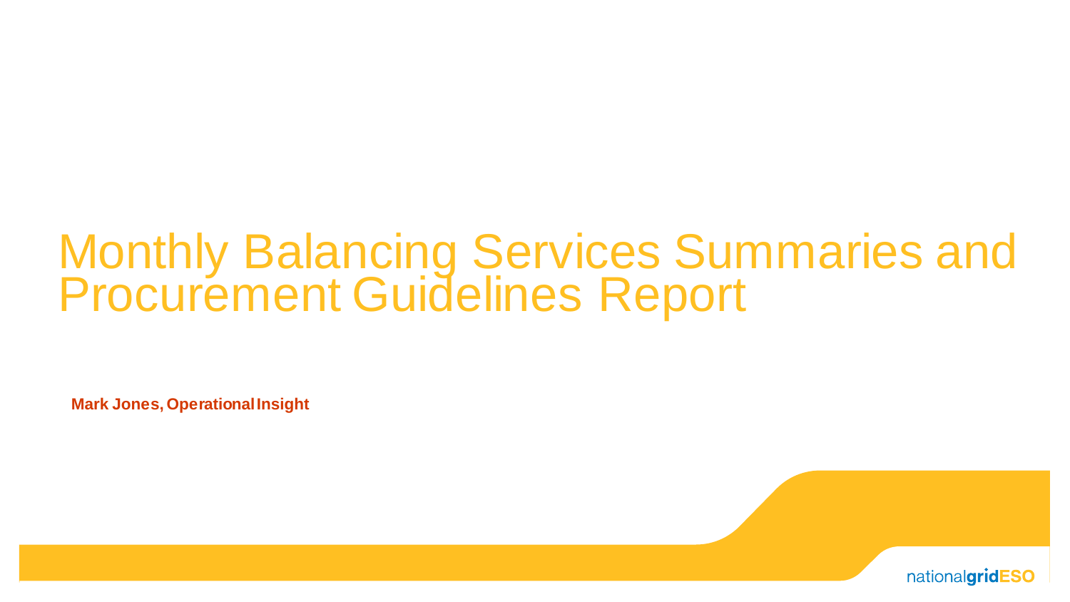# Monthly Balancing Services Summaries and Procurement Guidelines Report

**Mark Jones, Operational Insight**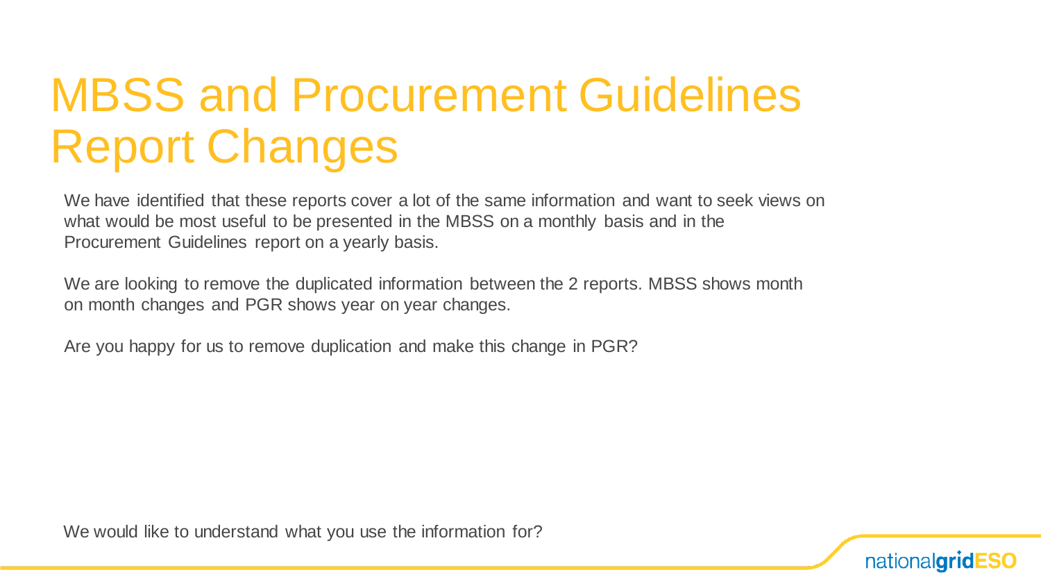# MBSS and Procurement Guidelines Report Changes

We have identified that these reports cover a lot of the same information and want to seek views on what would be most useful to be presented in the MBSS on a monthly basis and in the Procurement Guidelines report on a yearly basis.

We are looking to remove the duplicated information between the 2 reports. MBSS shows month on month changes and PGR shows year on year changes.

Are you happy for us to remove duplication and make this change in PGR?

We would like to understand what you use the information for?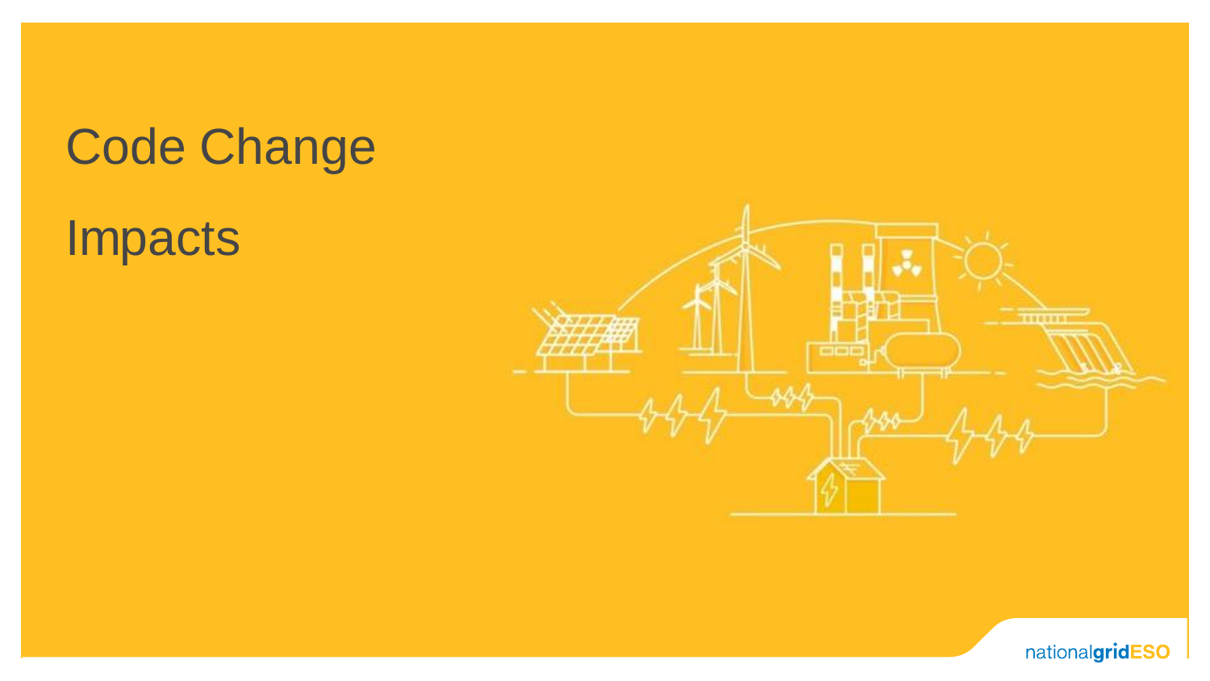# Code Change Impacts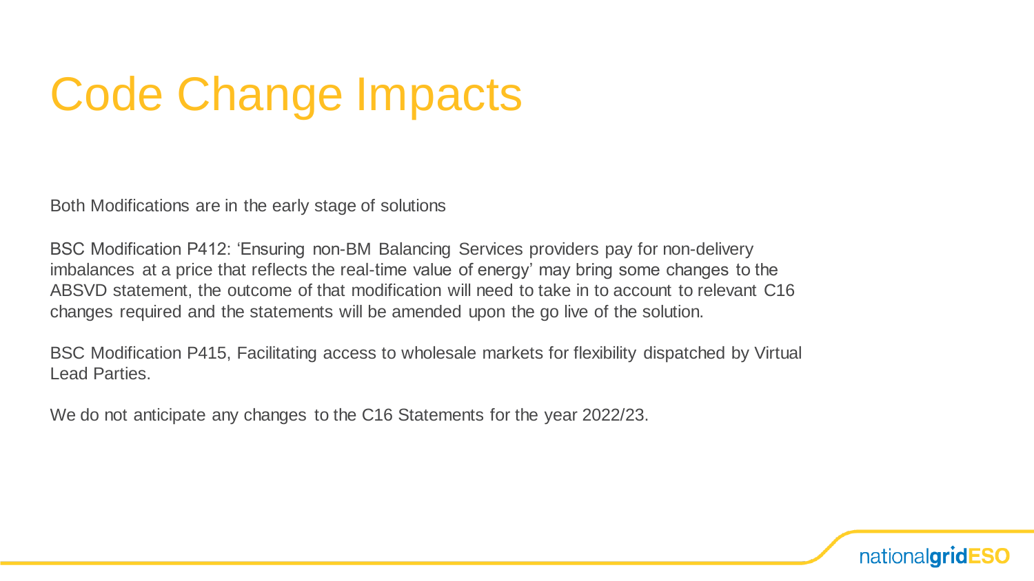# Code Change Impacts

Both Modifications are in the early stage of solutions

BSC Modification P412: 'Ensuring non-BM Balancing Services providers pay for non-delivery imbalances at a price that reflects the real-time value of energy' may bring some changes to the ABSVD statement, the outcome of that modification will need to take in to account to relevant C16 changes required and the statements will be amended upon the go live of the solution.

BSC Modification P415, Facilitating access to wholesale markets for flexibility dispatched by Virtual Lead Parties.

We do not anticipate any changes to the C16 Statements for the year 2022/23.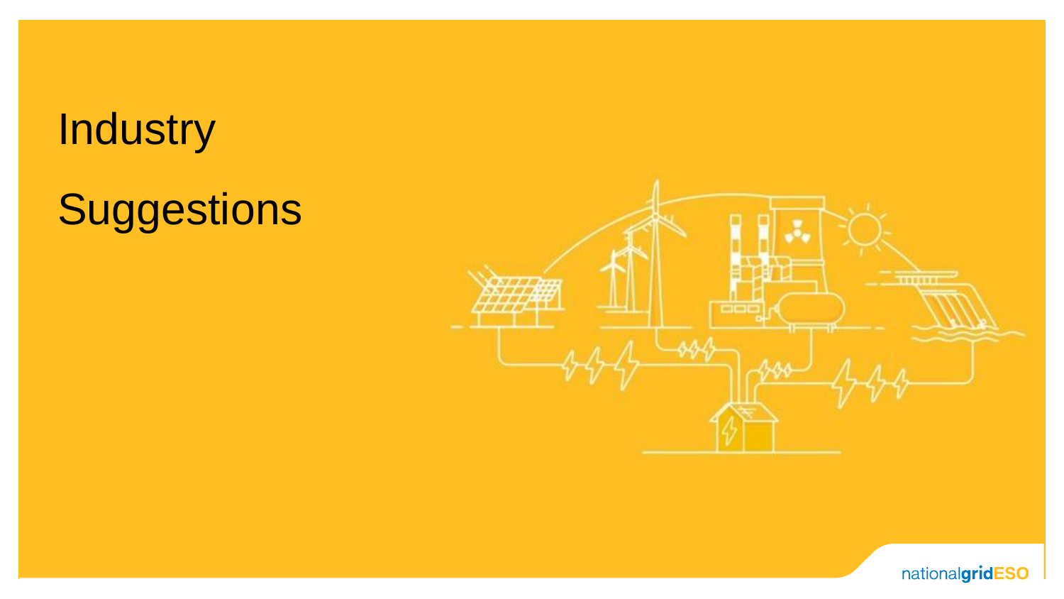# Industry Suggestions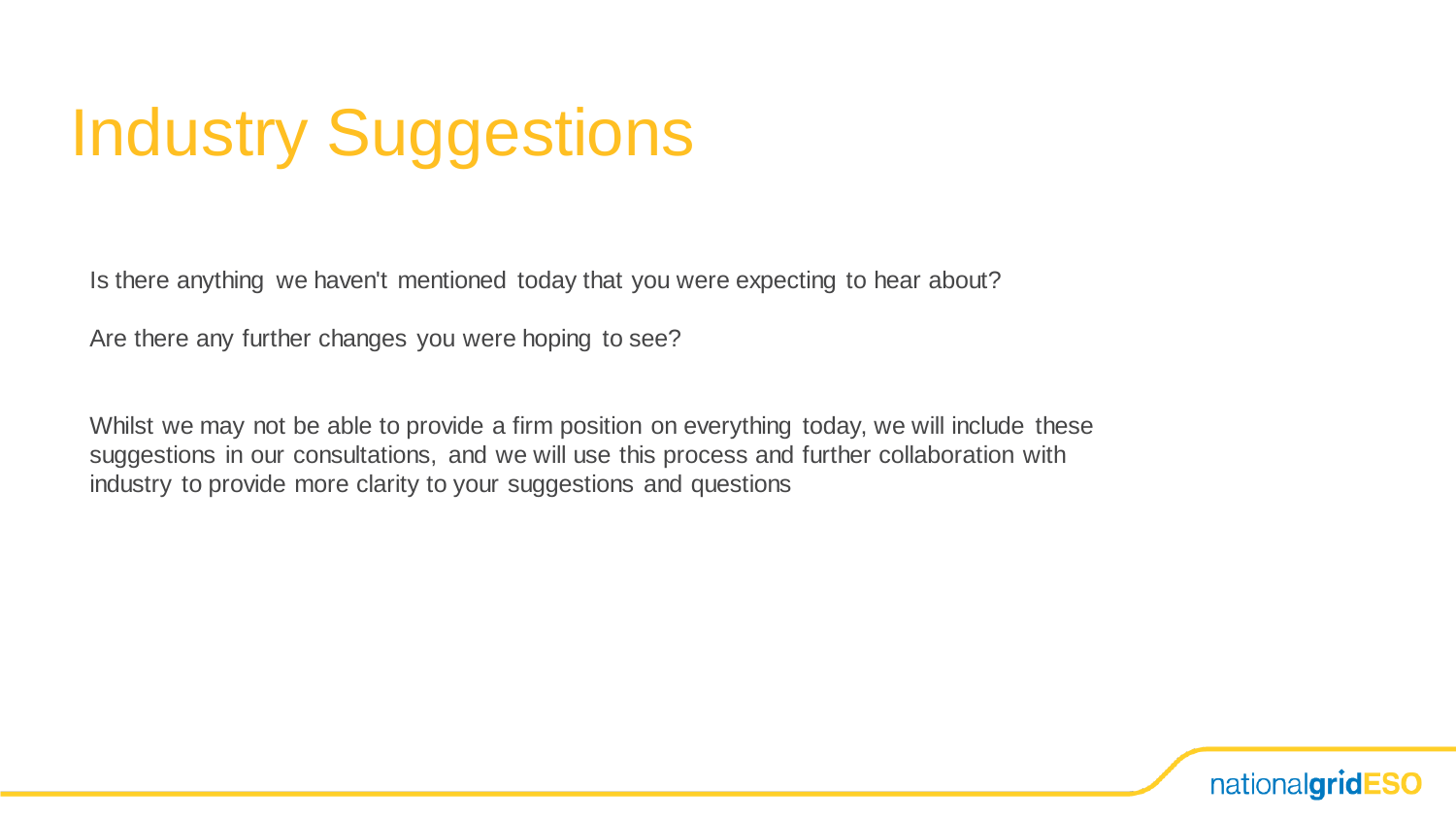# Industry Suggestions

Is there anything we haven't mentioned today that you were expecting to hear about?

Are there any further changes you were hoping to see?

Whilst we may not be able to provide a firm position on everything today, we will include these suggestions in our consultations, and we will use this process and further collaboration with industry to provide more clarity to your suggestions and questions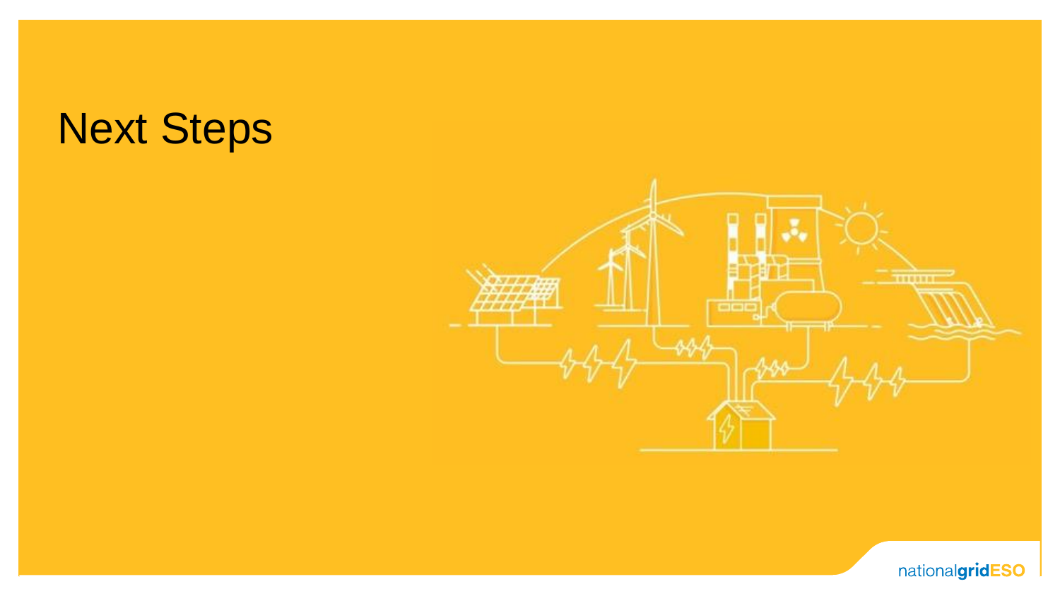# Next Steps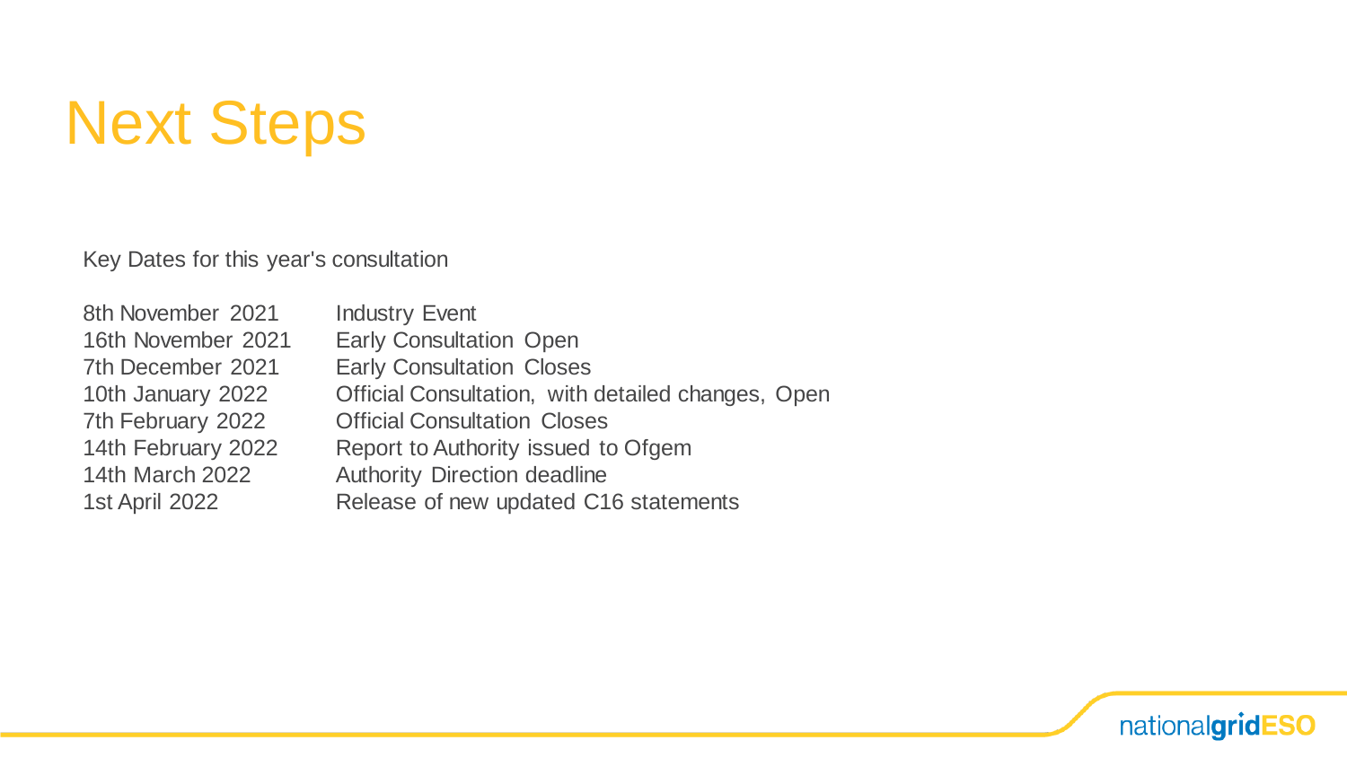# Next Steps

Key Dates for this year's consultation

| | |
|---|---|
| 8th November 2021 | Industry Event |
| 16th November 2021 | Early Consultation Open |
| 7th December 2021 | Early Consultation Closes |
| 10th January 2022 | Official Consultation, with detailed changes, Open |
| 7th February 2022 | Official Consultation Closes |
| 14th February 2022 | Report to Authority issued to Ofgem |
| 14th March 2022 | Authority Direction deadline |
| 1st April 2022 | Release of new updated C16 statements |